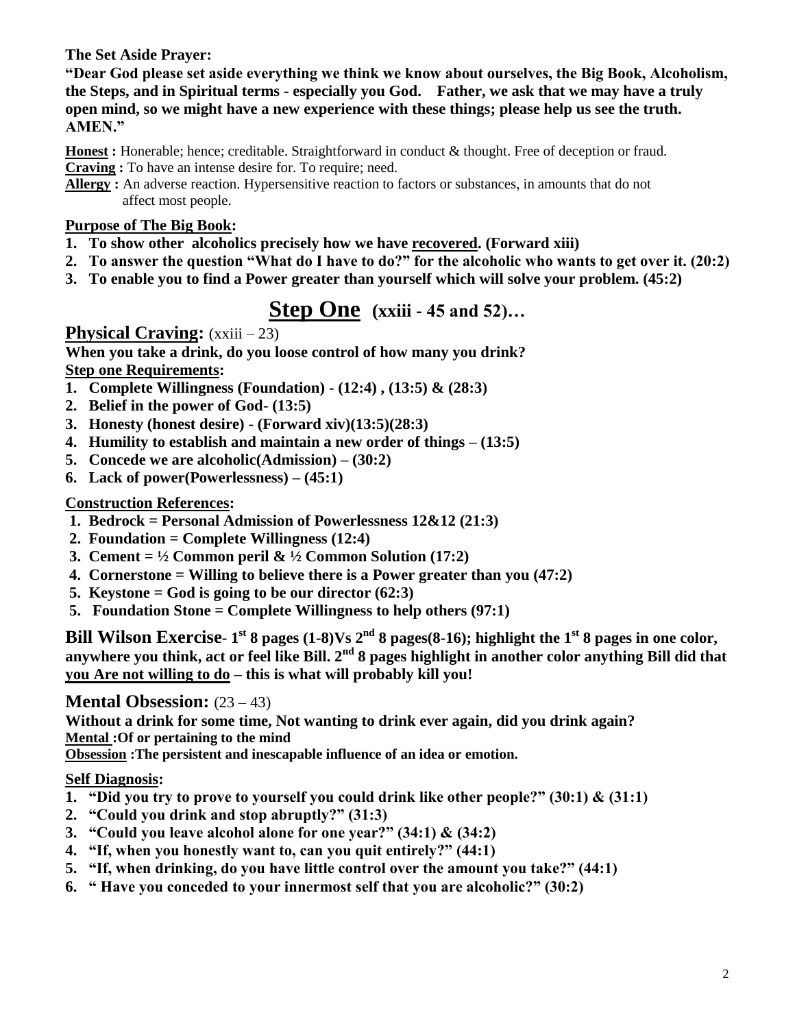**The Set Aside Prayer:**

**"Dear God please set aside everything we think we know about ourselves, the Big Book, Alcoholism, the Steps, and in Spiritual terms - especially you God. Father, we ask that we may have a truly open mind, so we might have a new experience with these things; please help us see the truth. AMEN."**

**Honest :** Honerable; hence; creditable. Straightforward in conduct & thought. Free of deception or fraud.
**Craving :** To have an intense desire for. To require; need.
**Allergy :** An adverse reaction. Hypersensitive reaction to factors or substances, in amounts that do not affect most people.

**Purpose of The Big Book:**

1. **To show other alcoholics precisely how we have recovered. (Forward xiii)**
2. **To answer the question "What do I have to do?" for the alcoholic who wants to get over it. (20:2)**
3. **To enable you to find a Power greater than yourself which will solve your problem. (45:2)**

# Step One (xxiii - 45 and 52)…

## Physical Craving: (xxiii – 23)

**When you take a drink, do you loose control of how many you drink?**

**Step one Requirements:**

1. **Complete Willingness (Foundation) - (12:4) , (13:5) & (28:3)**
2. **Belief in the power of God- (13:5)**
3. **Honesty (honest desire) - (Forward xiv)(13:5)(28:3)**
4. **Humility to establish and maintain a new order of things – (13:5)**
5. **Concede we are alcoholic(Admission) – (30:2)**
6. **Lack of power(Powerlessness) – (45:1)**

**Construction References:**

1. **Bedrock = Personal Admission of Powerlessness 12&12 (21:3)**
2. **Foundation = Complete Willingness (12:4)**
3. **Cement = ½ Common peril & ½ Common Solution (17:2)**
4. **Cornerstone = Willing to believe there is a Power greater than you (47:2)**
5. **Keystone = God is going to be our director (62:3)**
5. **Foundation Stone = Complete Willingness to help others (97:1)**

**Bill Wilson Exercise- 1st 8 pages (1-8)Vs 2nd 8 pages(8-16); highlight the 1st 8 pages in one color, anywhere you think, act or feel like Bill. 2nd 8 pages highlight in another color anything Bill did that you Are not willing to do – this is what will probably kill you!**

## Mental Obsession: (23 – 43)

**Without a drink for some time, Not wanting to drink ever again, did you drink again?**
**Mental :Of or pertaining to the mind**
**Obsession :The persistent and inescapable influence of an idea or emotion.**

**Self Diagnosis:**

1. **"Did you try to prove to yourself you could drink like other people?" (30:1) & (31:1)**
2. **"Could you drink and stop abruptly?" (31:3)**
3. **"Could you leave alcohol alone for one year?" (34:1) & (34:2)**
4. **"If, when you honestly want to, can you quit entirely?" (44:1)**
5. **"If, when drinking, do you have little control over the amount you take?" (44:1)**
6. **" Have you conceded to your innermost self that you are alcoholic?" (30:2)**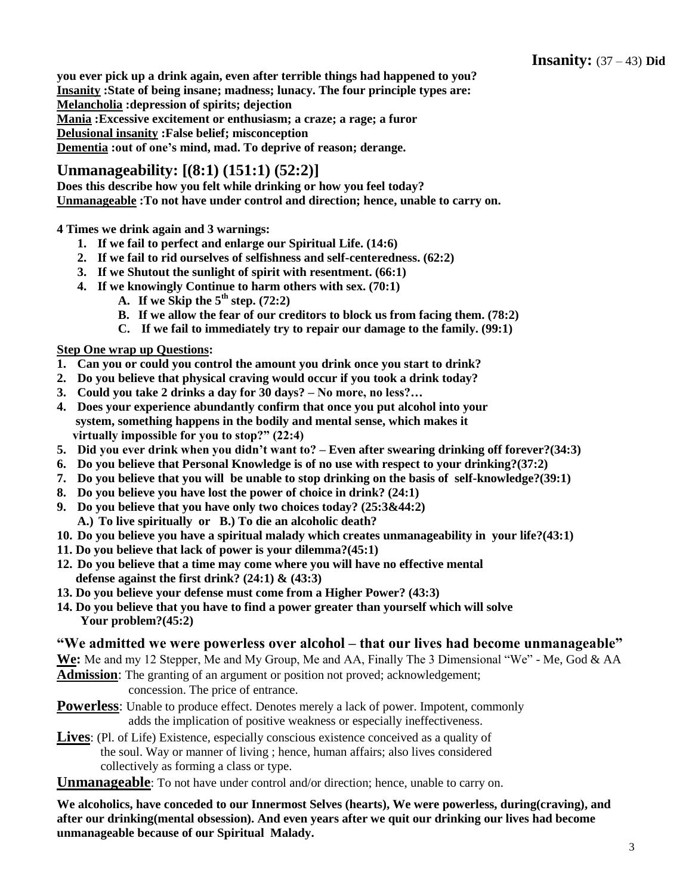## Insanity: (37 – 43) Did you ever pick up a drink again, even after terrible things had happened to you?

**Insanity :State of being insane; madness; lunacy. The four principle types are:**
**Melancholia :depression of spirits; dejection**
**Mania :Excessive excitement or enthusiasm; a craze; a rage; a furor**
**Delusional insanity :False belief; misconception**
**Dementia :out of one's mind, mad. To deprive of reason; derange.**

## Unmanageability: [(8:1) (151:1) (52:2)]

**Does this describe how you felt while drinking or how you feel today?**
**Unmanageable :To not have under control and direction; hence, unable to carry on.**

**4 Times we drink again and 3 warnings:**

1. **If we fail to perfect and enlarge our Spiritual Life. (14:6)**
2. **If we fail to rid ourselves of selfishness and self-centeredness. (62:2)**
3. **If we Shutout the sunlight of spirit with resentment. (66:1)**
4. **If we knowingly Continue to harm others with sex. (70:1)**
   - **A. If we Skip the 5th step. (72:2)**
   - **B. If we allow the fear of our creditors to block us from facing them. (78:2)**
   - **C. If we fail to immediately try to repair our damage to the family. (99:1)**

**Step One wrap up Questions:**

1. **Can you or could you control the amount you drink once you start to drink?**
2. **Do you believe that physical craving would occur if you took a drink today?**
3. **Could you take 2 drinks a day for 30 days? – No more, no less?…**
4. **Does your experience abundantly confirm that once you put alcohol into your system, something happens in the bodily and mental sense, which makes it virtually impossible for you to stop?" (22:4)**
5. **Did you ever drink when you didn't want to? – Even after swearing drinking off forever?(34:3)**
6. **Do you believe that Personal Knowledge is of no use with respect to your drinking?(37:2)**
7. **Do you believe that you will be unable to stop drinking on the basis of self-knowledge?(39:1)**
8. **Do you believe you have lost the power of choice in drink? (24:1)**
9. **Do you believe that you have only two choices today? (25:3&44:2)**
   **A.) To live spiritually or B.) To die an alcoholic death?**
10. **Do you believe you have a spiritual malady which creates unmanageability in your life?(43:1)**
11. **Do you believe that lack of power is your dilemma?(45:1)**
12. **Do you believe that a time may come where you will have no effective mental defense against the first drink? (24:1) & (43:3)**
13. **Do you believe your defense must come from a Higher Power? (43:3)**
14. **Do you believe that you have to find a power greater than yourself which will solve Your problem?(45:2)**

### "We admitted we were powerless over alcohol – that our lives had become unmanageable"

**We:** Me and my 12 Stepper, Me and My Group, Me and AA, Finally The 3 Dimensional "We" - Me, God & AA

**Admission**: The granting of an argument or position not proved; acknowledgement; concession. The price of entrance.

**Powerless**: Unable to produce effect. Denotes merely a lack of power. Impotent, commonly adds the implication of positive weakness or especially ineffectiveness.

**Lives**: (Pl. of Life) Existence, especially conscious existence conceived as a quality of the soul. Way or manner of living ; hence, human affairs; also lives considered collectively as forming a class or type.

**Unmanageable**: To not have under control and/or direction; hence, unable to carry on.

**We alcoholics, have conceded to our Innermost Selves (hearts), We were powerless, during(craving), and after our drinking(mental obsession). And even years after we quit our drinking our lives had become unmanageable because of our Spiritual Malady.**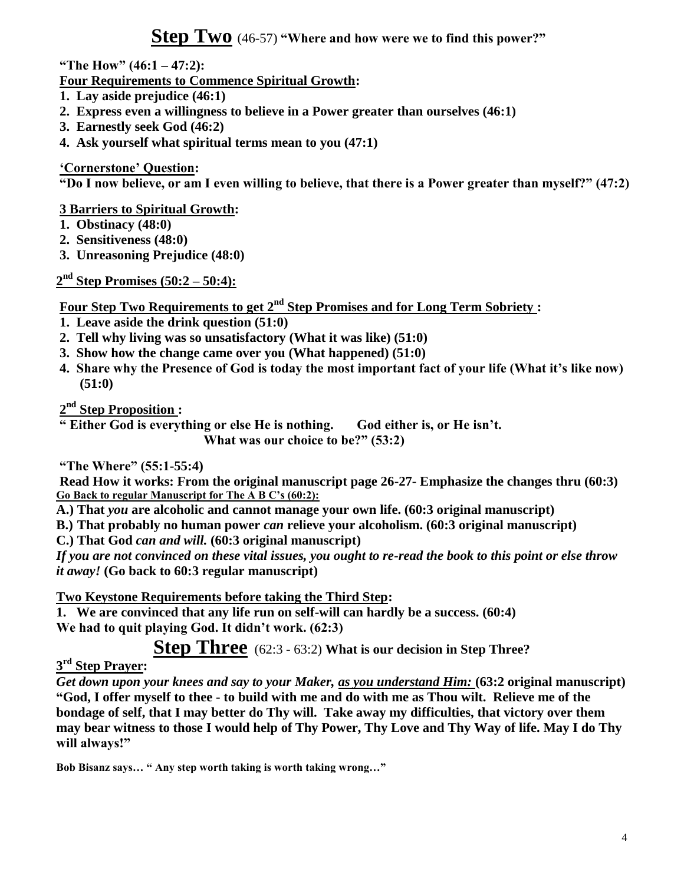# Step Two (46-57) "Where and how were we to find this power?"

**"The How" (46:1 – 47:2):**

**<u>Four Requirements to Commence Spiritual Growth</u>:**

1. **Lay aside prejudice (46:1)**
2. **Express even a willingness to believe in a Power greater than ourselves (46:1)**
3. **Earnestly seek God (46:2)**
4. **Ask yourself what spiritual terms mean to you (47:1)**

**<u>'Cornerstone' Question</u>:**

**"Do I now believe, or am I even willing to believe, that there is a Power greater than myself?" (47:2)**

**<u>3 Barriers to Spiritual Growth</u>:**

1. **Obstinacy (48:0)**
2. **Sensitiveness (48:0)**
3. **Unreasoning Prejudice (48:0)**

**<u>2nd Step Promises (50:2 – 50:4):</u>**

**<u>Four Step Two Requirements to get 2nd Step Promises and for Long Term Sobriety</u> :**

1. **Leave aside the drink question (51:0)**
2. **Tell why living was so unsatisfactory (What it was like) (51:0)**
3. **Show how the change came over you (What happened) (51:0)**
4. **Share why the Presence of God is today the most important fact of your life (What it's like now) (51:0)**

**<u>2nd Step Proposition</u> :**

**" Either God is everything or else He is nothing. God either is, or He isn't.
What was our choice to be?" (53:2)**

**"The Where" (55:1-55:4)**

**Read How it works: From the original manuscript page 26-27- Emphasize the changes thru (60:3)**

**<u>Go Back to regular Manuscript for The A B C's (60:2):</u>**

**A.) That *you* are alcoholic and cannot manage your own life. (60:3 original manuscript)**

**B.) That probably no human power *can* relieve your alcoholism. (60:3 original manuscript)**

**C.) That God *can and will.* (60:3 original manuscript)**

***If you are not convinced on these vital issues, you ought to re-read the book to this point or else throw it away!*** **(Go back to 60:3 regular manuscript)**

**<u>Two Keystone Requirements before taking the Third Step</u>:**

1. **We are convinced that any life run on self-will can hardly be a success. (60:4)**

**We had to quit playing God. It didn't work. (62:3)**

# Step Three (62:3 - 63:2) What is our decision in Step Three?

**<u>3rd Step Prayer</u>:**

***Get down upon your knees and say to your Maker, <u>as you understand Him:</u>*** **(63:2 original manuscript)**
**"God, I offer myself to thee - to build with me and do with me as Thou wilt. Relieve me of the bondage of self, that I may better do Thy will. Take away my difficulties, that victory over them may bear witness to those I would help of Thy Power, Thy Love and Thy Way of life. May I do Thy will always!"**

**Bob Bisanz says… " Any step worth taking is worth taking wrong…"**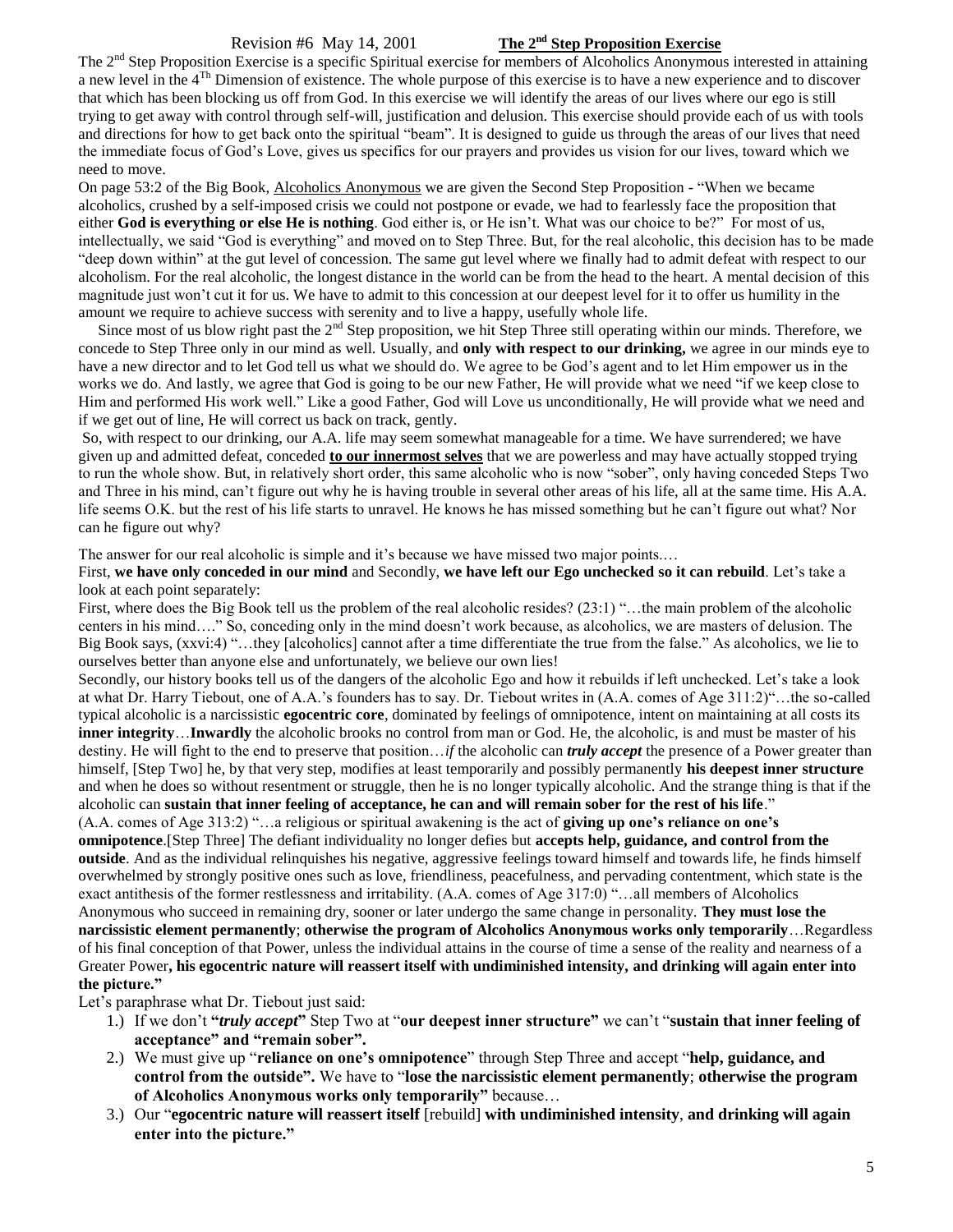Revision #6 May 14, 2001 **The 2nd Step Proposition Exercise**

The 2nd Step Proposition Exercise is a specific Spiritual exercise for members of Alcoholics Anonymous interested in attaining a new level in the 4Th Dimension of existence. The whole purpose of this exercise is to have a new experience and to discover that which has been blocking us off from God. In this exercise we will identify the areas of our lives where our ego is still trying to get away with control through self-will, justification and delusion. This exercise should provide each of us with tools and directions for how to get back onto the spiritual "beam". It is designed to guide us through the areas of our lives that need the immediate focus of God's Love, gives us specifics for our prayers and provides us vision for our lives, toward which we need to move.

On page 53:2 of the Big Book, Alcoholics Anonymous we are given the Second Step Proposition - "When we became alcoholics, crushed by a self-imposed crisis we could not postpone or evade, we had to fearlessly face the proposition that either **God is everything or else He is nothing**. God either is, or He isn't. What was our choice to be?" For most of us, intellectually, we said "God is everything" and moved on to Step Three. But, for the real alcoholic, this decision has to be made "deep down within" at the gut level of concession. The same gut level where we finally had to admit defeat with respect to our alcoholism. For the real alcoholic, the longest distance in the world can be from the head to the heart. A mental decision of this magnitude just won't cut it for us. We have to admit to this concession at our deepest level for it to offer us humility in the amount we require to achieve success with serenity and to live a happy, usefully whole life.

Since most of us blow right past the 2nd Step proposition, we hit Step Three still operating within our minds. Therefore, we concede to Step Three only in our mind as well. Usually, and **only with respect to our drinking,** we agree in our minds eye to have a new director and to let God tell us what we should do. We agree to be God's agent and to let Him empower us in the works we do. And lastly, we agree that God is going to be our new Father, He will provide what we need "if we keep close to Him and performed His work well." Like a good Father, God will Love us unconditionally, He will provide what we need and if we get out of line, He will correct us back on track, gently.

So, with respect to our drinking, our A.A. life may seem somewhat manageable for a time. We have surrendered; we have given up and admitted defeat, conceded **to our innermost selves** that we are powerless and may have actually stopped trying to run the whole show. But, in relatively short order, this same alcoholic who is now "sober", only having conceded Steps Two and Three in his mind, can't figure out why he is having trouble in several other areas of his life, all at the same time. His A.A. life seems O.K. but the rest of his life starts to unravel. He knows he has missed something but he can't figure out what? Nor can he figure out why?

The answer for our real alcoholic is simple and it's because we have missed two major points.…

First, **we have only conceded in our mind** and Secondly, **we have left our Ego unchecked so it can rebuild**. Let's take a look at each point separately:

First, where does the Big Book tell us the problem of the real alcoholic resides? (23:1) "…the main problem of the alcoholic centers in his mind…." So, conceding only in the mind doesn't work because, as alcoholics, we are masters of delusion. The Big Book says, (xxvi:4) "…they [alcoholics] cannot after a time differentiate the true from the false." As alcoholics, we lie to ourselves better than anyone else and unfortunately, we believe our own lies!

Secondly, our history books tell us of the dangers of the alcoholic Ego and how it rebuilds if left unchecked. Let's take a look at what Dr. Harry Tiebout, one of A.A.'s founders has to say. Dr. Tiebout writes in (A.A. comes of Age 311:2)"…the so-called typical alcoholic is a narcissistic **egocentric core**, dominated by feelings of omnipotence, intent on maintaining at all costs its **inner integrity**…**Inwardly** the alcoholic brooks no control from man or God. He, the alcoholic, is and must be master of his destiny. He will fight to the end to preserve that position…*if* the alcoholic can ***truly accept*** the presence of a Power greater than himself, [Step Two] he, by that very step, modifies at least temporarily and possibly permanently **his deepest inner structure** and when he does so without resentment or struggle, then he is no longer typically alcoholic. And the strange thing is that if the alcoholic can **sustain that inner feeling of acceptance, he can and will remain sober for the rest of his life**."

(A.A. comes of Age 313:2) "…a religious or spiritual awakening is the act of **giving up one's reliance on one's omnipotence**.[Step Three] The defiant individuality no longer defies but **accepts help, guidance, and control from the outside**. And as the individual relinquishes his negative, aggressive feelings toward himself and towards life, he finds himself overwhelmed by strongly positive ones such as love, friendliness, peacefulness, and pervading contentment, which state is the exact antithesis of the former restlessness and irritability. (A.A. comes of Age 317:0) "…all members of Alcoholics Anonymous who succeed in remaining dry, sooner or later undergo the same change in personality. **They must lose the narcissistic element permanently**; **otherwise the program of Alcoholics Anonymous works only temporarily**…Regardless of his final conception of that Power, unless the individual attains in the course of time a sense of the reality and nearness of a Greater Power**, his egocentric nature will reassert itself with undiminished intensity, and drinking will again enter into the picture."**

Let's paraphrase what Dr. Tiebout just said:

1.) If we don't **"*truly accept*"** Step Two at "**our deepest inner structure"** we can't "**sustain that inner feeling of acceptance" and "remain sober".**
2.) We must give up "**reliance on one's omnipotence**" through Step Three and accept "**help, guidance, and control from the outside".** We have to "**lose the narcissistic element permanently**; **otherwise the program of Alcoholics Anonymous works only temporarily"** because…
3.) Our "**egocentric nature will reassert itself** [rebuild] **with undiminished intensity**, **and drinking will again enter into the picture."**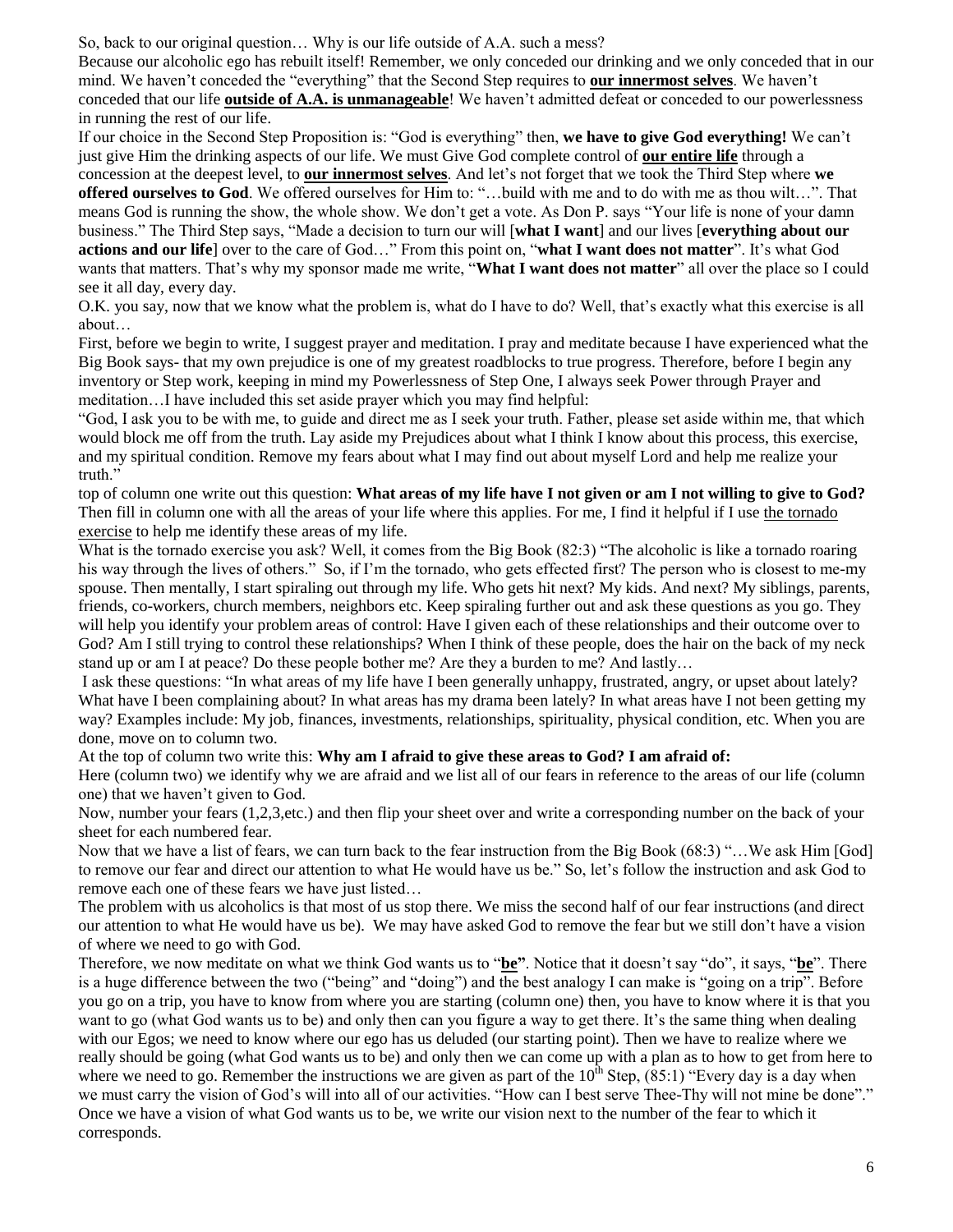So, back to our original question… Why is our life outside of A.A. such a mess?

Because our alcoholic ego has rebuilt itself! Remember, we only conceded our drinking and we only conceded that in our mind. We haven't conceded the "everything" that the Second Step requires to **our innermost selves**. We haven't conceded that our life **outside of A.A. is unmanageable**! We haven't admitted defeat or conceded to our powerlessness in running the rest of our life.

If our choice in the Second Step Proposition is: "God is everything" then, **we have to give God everything!** We can't just give Him the drinking aspects of our life. We must Give God complete control of **our entire life** through a concession at the deepest level, to **our innermost selves**. And let's not forget that we took the Third Step where **we offered ourselves to God**. We offered ourselves for Him to: "…build with me and to do with me as thou wilt…". That means God is running the show, the whole show. We don't get a vote. As Don P. says "Your life is none of your damn business." The Third Step says, "Made a decision to turn our will [**what I want**] and our lives [**everything about our actions and our life**] over to the care of God…" From this point on, "**what I want does not matter**". It's what God wants that matters. That's why my sponsor made me write, "**What I want does not matter**" all over the place so I could see it all day, every day.

O.K. you say, now that we know what the problem is, what do I have to do? Well, that's exactly what this exercise is all about…

First, before we begin to write, I suggest prayer and meditation. I pray and meditate because I have experienced what the Big Book says- that my own prejudice is one of my greatest roadblocks to true progress. Therefore, before I begin any inventory or Step work, keeping in mind my Powerlessness of Step One, I always seek Power through Prayer and meditation…I have included this set aside prayer which you may find helpful:

"God, I ask you to be with me, to guide and direct me as I seek your truth. Father, please set aside within me, that which would block me off from the truth. Lay aside my Prejudices about what I think I know about this process, this exercise, and my spiritual condition. Remove my fears about what I may find out about myself Lord and help me realize your truth."

top of column one write out this question: **What areas of my life have I not given or am I not willing to give to God?** Then fill in column one with all the areas of your life where this applies. For me, I find it helpful if I use the tornado exercise to help me identify these areas of my life.

What is the tornado exercise you ask? Well, it comes from the Big Book (82:3) "The alcoholic is like a tornado roaring his way through the lives of others." So, if I'm the tornado, who gets effected first? The person who is closest to me-my spouse. Then mentally, I start spiraling out through my life. Who gets hit next? My kids. And next? My siblings, parents, friends, co-workers, church members, neighbors etc. Keep spiraling further out and ask these questions as you go. They will help you identify your problem areas of control: Have I given each of these relationships and their outcome over to God? Am I still trying to control these relationships? When I think of these people, does the hair on the back of my neck stand up or am I at peace? Do these people bother me? Are they a burden to me? And lastly…

I ask these questions: "In what areas of my life have I been generally unhappy, frustrated, angry, or upset about lately? What have I been complaining about? In what areas has my drama been lately? In what areas have I not been getting my way? Examples include: My job, finances, investments, relationships, spirituality, physical condition, etc. When you are done, move on to column two.

At the top of column two write this: **Why am I afraid to give these areas to God? I am afraid of:**

Here (column two) we identify why we are afraid and we list all of our fears in reference to the areas of our life (column one) that we haven't given to God.

Now, number your fears (1,2,3,etc.) and then flip your sheet over and write a corresponding number on the back of your sheet for each numbered fear.

Now that we have a list of fears, we can turn back to the fear instruction from the Big Book (68:3) "…We ask Him [God] to remove our fear and direct our attention to what He would have us be." So, let's follow the instruction and ask God to remove each one of these fears we have just listed…

The problem with us alcoholics is that most of us stop there. We miss the second half of our fear instructions (and direct our attention to what He would have us be). We may have asked God to remove the fear but we still don't have a vision of where we need to go with God.

Therefore, we now meditate on what we think God wants us to "**be**". Notice that it doesn't say "do", it says, "**be**". There is a huge difference between the two ("being" and "doing") and the best analogy I can make is "going on a trip". Before you go on a trip, you have to know from where you are starting (column one) then, you have to know where it is that you want to go (what God wants us to be) and only then can you figure a way to get there. It's the same thing when dealing with our Egos; we need to know where our ego has us deluded (our starting point). Then we have to realize where we really should be going (what God wants us to be) and only then we can come up with a plan as to how to get from here to where we need to go. Remember the instructions we are given as part of the 10th Step, (85:1) "Every day is a day when we must carry the vision of God's will into all of our activities. "How can I best serve Thee-Thy will not mine be done"." Once we have a vision of what God wants us to be, we write our vision next to the number of the fear to which it corresponds.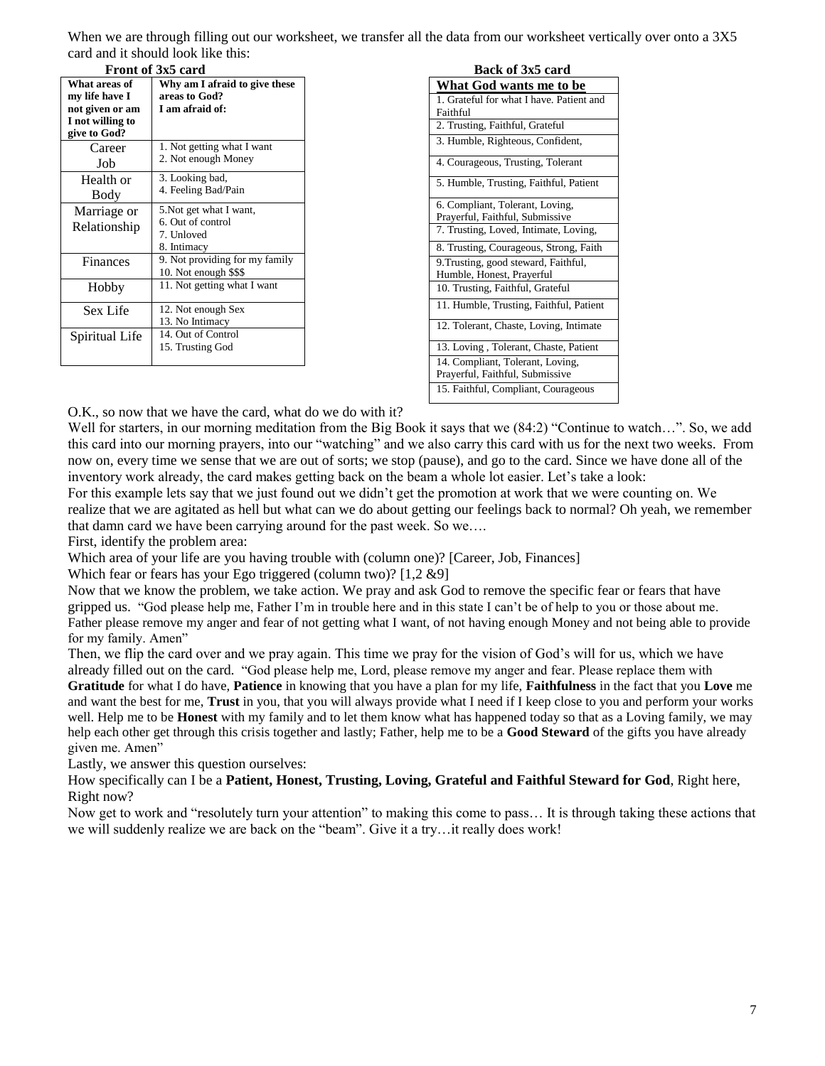When we are through filling out our worksheet, we transfer all the data from our worksheet vertically over onto a 3X5 card and it should look like this:

**Front of 3x5 card**

| What areas of my life have I not given or am I not willing to give to God? | Why am I afraid to give these areas to God? I am afraid of: |
|---|---|
| Career Job | 1. Not getting what I want<br>2. Not enough Money |
| Health or Body | 3. Looking bad,<br>4. Feeling Bad/Pain |
| Marriage or Relationship | 5.Not get what I want,<br>6. Out of control<br>7. Unloved<br>8. Intimacy |
| Finances | 9. Not providing for my family<br>10. Not enough $$$ |
| Hobby | 11. Not getting what I want |
| Sex Life | 12. Not enough Sex<br>13. No Intimacy |
| Spiritual Life | 14. Out of Control<br>15. Trusting God |

**Back of 3x5 card**

| What God wants me to be |
|---|
| 1. Grateful for what I have. Patient and Faithful |
| 2. Trusting, Faithful, Grateful |
| 3. Humble, Righteous, Confident, |
| 4. Courageous, Trusting, Tolerant |
| 5. Humble, Trusting, Faithful, Patient |
| 6. Compliant, Tolerant, Loving, Prayerful, Faithful, Submissive |
| 7. Trusting, Loved, Intimate, Loving, |
| 8. Trusting, Courageous, Strong, Faith |
| 9.Trusting, good steward, Faithful, Humble, Honest, Prayerful |
| 10. Trusting, Faithful, Grateful |
| 11. Humble, Trusting, Faithful, Patient |
| 12. Tolerant, Chaste, Loving, Intimate |
| 13. Loving , Tolerant, Chaste, Patient |
| 14. Compliant, Tolerant, Loving, Prayerful, Faithful, Submissive |
| 15. Faithful, Compliant, Courageous |

O.K., so now that we have the card, what do we do with it?

Well for starters, in our morning meditation from the Big Book it says that we (84:2) "Continue to watch…". So, we add this card into our morning prayers, into our "watching" and we also carry this card with us for the next two weeks. From now on, every time we sense that we are out of sorts; we stop (pause), and go to the card. Since we have done all of the inventory work already, the card makes getting back on the beam a whole lot easier. Let's take a look:

For this example lets say that we just found out we didn't get the promotion at work that we were counting on. We realize that we are agitated as hell but what can we do about getting our feelings back to normal? Oh yeah, we remember that damn card we have been carrying around for the past week. So we….

First, identify the problem area:

Which area of your life are you having trouble with (column one)? [Career, Job, Finances]

Which fear or fears has your Ego triggered (column two)? [1,2 &9]

Now that we know the problem, we take action. We pray and ask God to remove the specific fear or fears that have gripped us. "God please help me, Father I'm in trouble here and in this state I can't be of help to you or those about me. Father please remove my anger and fear of not getting what I want, of not having enough Money and not being able to provide for my family. Amen"

Then, we flip the card over and we pray again. This time we pray for the vision of God's will for us, which we have already filled out on the card. "God please help me, Lord, please remove my anger and fear. Please replace them with **Gratitude** for what I do have, **Patience** in knowing that you have a plan for my life, **Faithfulness** in the fact that you **Love** me and want the best for me, **Trust** in you, that you will always provide what I need if I keep close to you and perform your works well. Help me to be **Honest** with my family and to let them know what has happened today so that as a Loving family, we may help each other get through this crisis together and lastly; Father, help me to be a **Good Steward** of the gifts you have already given me. Amen"

Lastly, we answer this question ourselves:

How specifically can I be a **Patient, Honest, Trusting, Loving, Grateful and Faithful Steward for God**, Right here, Right now?

Now get to work and "resolutely turn your attention" to making this come to pass… It is through taking these actions that we will suddenly realize we are back on the "beam". Give it a try…it really does work!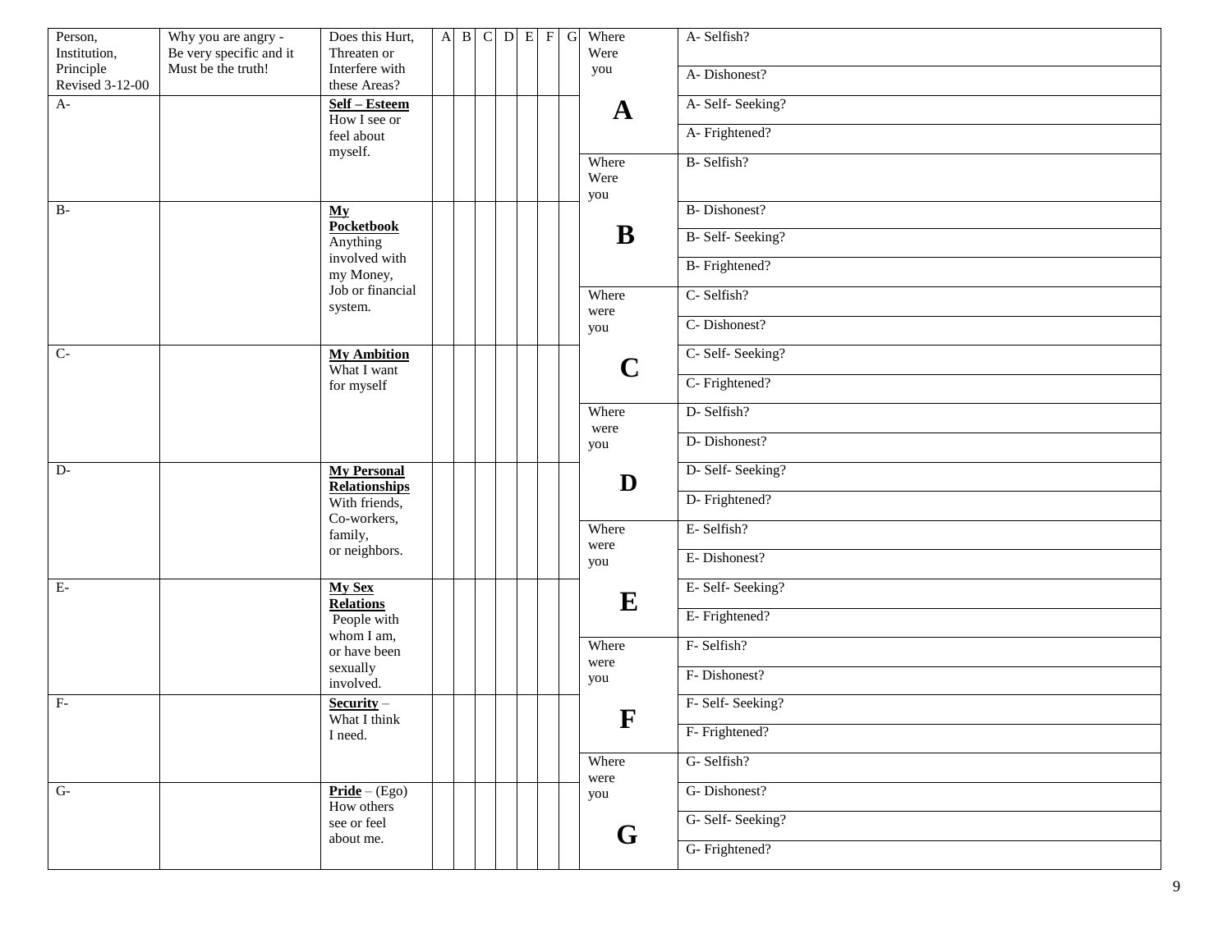| Person, Institution, Principle Revised 3-12-00 | Why you are angry - Be very specific and it Must be the truth! | Does this Hurt, Threaten or Interfere with these Areas? | A | B | C | D | E | F | G |
|---|---|---|---|---|---|---|---|---|---|
| A- | | **Self – Esteem** How I see or feel about myself. | | | | | | | |
| B- | | **My Pocketbook** Anything involved with my Money, Job or financial system. | | | | | | | |
| C- | | **My Ambition** What I want for myself | | | | | | | |
| D- | | **My Personal Relationships** With friends, Co-workers, family, or neighbors. | | | | | | | |
| E- | | **My Sex Relations** People with whom I am, or have been sexually involved. | | | | | | | |
| F- | | **Security** – What I think I need. | | | | | | | |
| G- | | **Pride** – (Ego) How others see or feel about me. | | | | | | | |

| Where were you | |
|---|---|
| Where Were you **A** | A- Selfish? |
| | A- Dishonest? |
| | A- Self- Seeking? |
| | A- Frightened? |
| Where Were you **B** | B- Selfish? |
| | B- Dishonest? |
| | B- Self- Seeking? |
| | B- Frightened? |
| Where were you **C** | C- Selfish? |
| | C- Dishonest? |
| | C- Self- Seeking? |
| | C- Frightened? |
| Where were you **D** | D- Selfish? |
| | D- Dishonest? |
| | D- Self- Seeking? |
| | D- Frightened? |
| Where were you **E** | E- Selfish? |
| | E- Dishonest? |
| | E- Self- Seeking? |
| | E- Frightened? |
| Where were you **F** | F- Selfish? |
| | F- Dishonest? |
| | F- Self- Seeking? |
| | F- Frightened? |
| Where were you **G** | G- Selfish? |
| | G- Dishonest? |
| | G- Self- Seeking? |
| | G- Frightened? |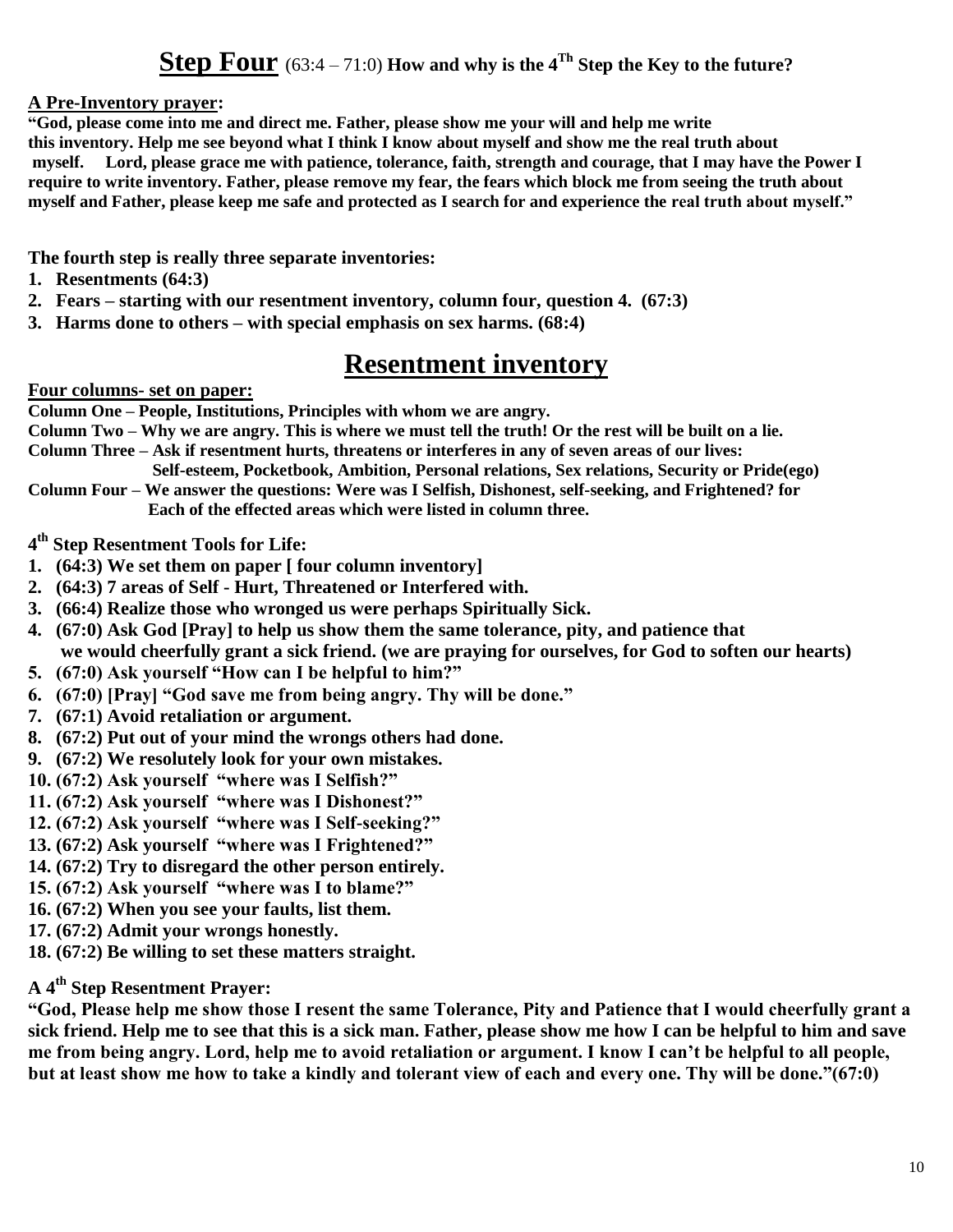# **Step Four** (63:4 – 71:0) **How and why is the 4[Th] Step the Key to the future?**

**A Pre-Inventory prayer:**

**"God, please come into me and direct me. Father, please show me your will and help me write this inventory. Help me see beyond what I think I know about myself and show me the real truth about myself. Lord, please grace me with patience, tolerance, faith, strength and courage, that I may have the Power I require to write inventory. Father, please remove my fear, the fears which block me from seeing the truth about myself and Father, please keep me safe and protected as I search for and experience the real truth about myself."**

**The fourth step is really three separate inventories:**

1. **Resentments (64:3)**
2. **Fears – starting with our resentment inventory, column four, question 4. (67:3)**
3. **Harms done to others – with special emphasis on sex harms. (68:4)**

## **Resentment inventory**

**Four columns- set on paper:**

**Column One – People, Institutions, Principles with whom we are angry.**
**Column Two – Why we are angry. This is where we must tell the truth! Or the rest will be built on a lie.**
**Column Three – Ask if resentment hurts, threatens or interferes in any of seven areas of our lives:**
**Self-esteem, Pocketbook, Ambition, Personal relations, Sex relations, Security or Pride(ego)**
**Column Four – We answer the questions: Were was I Selfish, Dishonest, self-seeking, and Frightened? for Each of the effected areas which were listed in column three.**

**4[th] Step Resentment Tools for Life:**

1. **(64:3) We set them on paper [ four column inventory]**
2. **(64:3) 7 areas of Self - Hurt, Threatened or Interfered with.**
3. **(66:4) Realize those who wronged us were perhaps Spiritually Sick.**
4. **(67:0) Ask God [Pray] to help us show them the same tolerance, pity, and patience that we would cheerfully grant a sick friend. (we are praying for ourselves, for God to soften our hearts)**
5. **(67:0) Ask yourself "How can I be helpful to him?"**
6. **(67:0) [Pray] "God save me from being angry. Thy will be done."**
7. **(67:1) Avoid retaliation or argument.**
8. **(67:2) Put out of your mind the wrongs others had done.**
9. **(67:2) We resolutely look for your own mistakes.**
10. **(67:2) Ask yourself "where was I Selfish?"**
11. **(67:2) Ask yourself "where was I Dishonest?"**
12. **(67:2) Ask yourself "where was I Self-seeking?"**
13. **(67:2) Ask yourself "where was I Frightened?"**
14. **(67:2) Try to disregard the other person entirely.**
15. **(67:2) Ask yourself "where was I to blame?"**
16. **(67:2) When you see your faults, list them.**
17. **(67:2) Admit your wrongs honestly.**
18. **(67:2) Be willing to set these matters straight.**

**A 4[th] Step Resentment Prayer:**

**"God, Please help me show those I resent the same Tolerance, Pity and Patience that I would cheerfully grant a sick friend. Help me to see that this is a sick man. Father, please show me how I can be helpful to him and save me from being angry. Lord, help me to avoid retaliation or argument. I know I can't be helpful to all people, but at least show me how to take a kindly and tolerant view of each and every one. Thy will be done."(67:0)**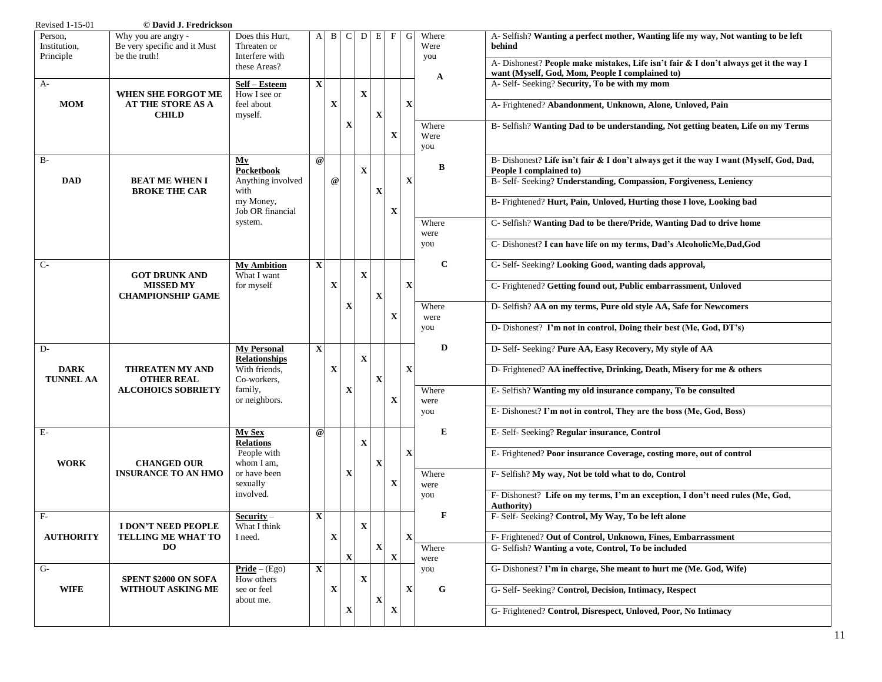| Person, Institution, Principle | Why you are angry - Be very specific and it Must be the truth! | Does this Hurt, Threaten or Interfere with these Areas? | A | B | C | D | E | F | G |
|---|---|---|---|---|---|---|---|---|---|
| A- **MOM** | **WHEN SHE FORGOT ME AT THE STORE AS A CHILD** | **Self – Esteem** How I see or feel about myself. | **X** | **X** | **X** | **X** | **X** | **X** | **X** |
| B- **DAD** | **BEAT ME WHEN I BROKE THE CAR** | **My Pocketbook** Anything involved with my Money, Job OR financial system. | **@** | **@** | | **X** | **X** | **X** | **X** |
| C- | **GOT DRUNK AND MISSED MY CHAMPIONSHIP GAME** | **My Ambition** What I want for myself | **X** | **X** | **X** | **X** | **X** | **X** | **X** |
| D- **DARK TUNNEL AA** | **THREATEN MY AND OTHER REAL ALCOHOICS SOBRIETY** | **My Personal Relationships** With friends, Co-workers, family, or neighbors. | **X** | **X** | **X** | **X** | **X** | **X** | **X** |
| E- **WORK** | **CHANGED OUR INSURANCE TO AN HMO** | **My Sex Relations** People with whom I am, or have been sexually involved. | **@** | | **X** | **X** | **X** | **X** | **X** |
| F- **AUTHORITY** | **I DON'T NEED PEOPLE TELLING ME WHAT TO DO** | **Security** – What I think I need. | **X** | **X** | **X** | **X** | **X** | **X** | **X** |
| G- **WIFE** | **SPENT $2000 ON SOFA WITHOUT ASKING ME** | **Pride** – (Ego) How others see or feel about me. | **X** | **X** | **X** | **X** | **X** | **X** | **X** |

| Where Were you | |
|---|---|
| **A** | A- Selfish? **Wanting a perfect mother, Wanting life my way, Not wanting to be left behind** |
| | A- Dishonest? **People make mistakes, Life isn't fair & I don't always get it the way I want (Myself, God, Mom, People I complained to)** |
| | A- Self- Seeking? **Security, To be with my mom** |
| | A- Frightened? **Abandonment, Unknown, Alone, Unloved, Pain** |
| **B** | B- Selfish? **Wanting Dad to be understanding, Not getting beaten, Life on my Terms** |
| | B- Dishonest? **Life isn't fair & I don't always get it the way I want (Myself, God, Dad, People I complained to)** |
| | B- Self- Seeking? **Understanding, Compassion, Forgiveness, Leniency** |
| | B- Frightened? **Hurt, Pain, Unloved, Hurting those I love, Looking bad** |
| **C** | C- Selfish? **Wanting Dad to be there/Pride, Wanting Dad to drive home** |
| | C- Dishonest? **I can have life on my terms, Dad's AlcoholicMe,Dad,God** |
| | C- Self- Seeking? **Looking Good, wanting dads approval,** |
| | C- Frightened? **Getting found out, Public embarrassment, Unloved** |
| **D** | D- Selfish? **AA on my terms, Pure old style AA, Safe for Newcomers** |
| | D- Dishonest? **I'm not in control, Doing their best (Me, God, DT's)** |
| | D- Self- Seeking? **Pure AA, Easy Recovery, My style of AA** |
| | D- Frightened? **AA ineffective, Drinking, Death, Misery for me & others** |
| **E** | E- Selfish? **Wanting my old insurance company, To be consulted** |
| | E- Dishonest? **I'm not in control, They are the boss (Me, God, Boss)** |
| | E- Self- Seeking? **Regular insurance, Control** |
| | E- Frightened? **Poor insurance Coverage, costing more, out of control** |
| **F** | F- Selfish? **My way, Not be told what to do, Control** |
| | F- Dishonest? **Life on my terms, I'm an exception, I don't need rules (Me, God, Authority)** |
| | F- Self- Seeking? **Control, My Way, To be left alone** |
| | F- Frightened? **Out of Control, Unknown, Fines, Embarrassment** |
| **G** | G- Selfish? **Wanting a vote, Control, To be included** |
| | G- Dishonest? **I'm in charge, She meant to hurt me (Me. God, Wife)** |
| | G- Self- Seeking? **Control, Decision, Intimacy, Respect** |
| | G- Frightened? **Control, Disrespect, Unloved, Poor, No Intimacy** |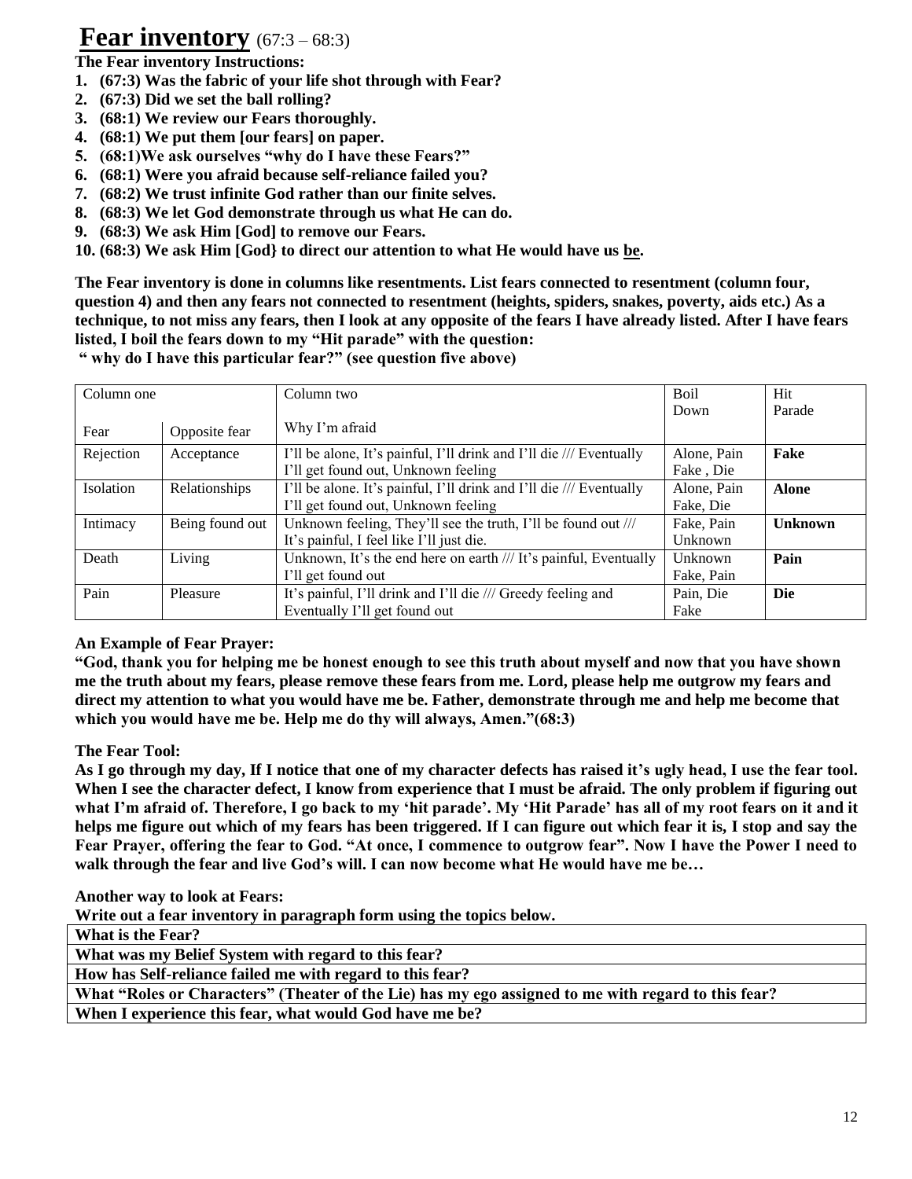# Fear inventory (67:3 – 68:3)

**The Fear inventory Instructions:**

1. **(67:3) Was the fabric of your life shot through with Fear?**
2. **(67:3) Did we set the ball rolling?**
3. **(68:1) We review our Fears thoroughly.**
4. **(68:1) We put them [our fears] on paper.**
5. **(68:1)We ask ourselves "why do I have these Fears?"**
6. **(68:1) Were you afraid because self-reliance failed you?**
7. **(68:2) We trust infinite God rather than our finite selves.**
8. **(68:3) We let God demonstrate through us what He can do.**
9. **(68:3) We ask Him [God] to remove our Fears.**
10. **(68:3) We ask Him [God} to direct our attention to what He would have us <u>be</u>.**

**The Fear inventory is done in columns like resentments. List fears connected to resentment (column four, question 4) and then any fears not connected to resentment (heights, spiders, snakes, poverty, aids etc.) As a technique, to not miss any fears, then I look at any opposite of the fears I have already listed. After I have fears listed, I boil the fears down to my "Hit parade" with the question:**
**" why do I have this particular fear?" (see question five above)**

| Column one | | Column two | Boil Down | Hit Parade |
|---|---|---|---|---|
| Fear | Opposite fear | Why I'm afraid | | |
| Rejection | Acceptance | I'll be alone, It's painful, I'll drink and I'll die /// Eventually I'll get found out, Unknown feeling | Alone, Pain Fake , Die | **Fake** |
| Isolation | Relationships | I'll be alone. It's painful, I'll drink and I'll die /// Eventually I'll get found out, Unknown feeling | Alone, Pain Fake, Die | **Alone** |
| Intimacy | Being found out | Unknown feeling, They'll see the truth, I'll be found out /// It's painful, I feel like I'll just die. | Fake, Pain Unknown | **Unknown** |
| Death | Living | Unknown, It's the end here on earth /// It's painful, Eventually I'll get found out | Unknown Fake, Pain | **Pain** |
| Pain | Pleasure | It's painful, I'll drink and I'll die /// Greedy feeling and Eventually I'll get found out | Pain, Die Fake | **Die** |

**An Example of Fear Prayer:**

**"God, thank you for helping me be honest enough to see this truth about myself and now that you have shown me the truth about my fears, please remove these fears from me. Lord, please help me outgrow my fears and direct my attention to what you would have me be. Father, demonstrate through me and help me become that which you would have me be. Help me do thy will always, Amen."(68:3)**

**The Fear Tool:**

**As I go through my day, If I notice that one of my character defects has raised it's ugly head, I use the fear tool. When I see the character defect, I know from experience that I must be afraid. The only problem if figuring out what I'm afraid of. Therefore, I go back to my 'hit parade'. My 'Hit Parade' has all of my root fears on it and it helps me figure out which of my fears has been triggered. If I can figure out which fear it is, I stop and say the Fear Prayer, offering the fear to God. "At once, I commence to outgrow fear". Now I have the Power I need to walk through the fear and live God's will. I can now become what He would have me be…**

**Another way to look at Fears:**

**Write out a fear inventory in paragraph form using the topics below.**

| **What is the Fear?** |
|---|
| **What was my Belief System with regard to this fear?** |
| **How has Self-reliance failed me with regard to this fear?** |
| **What "Roles or Characters" (Theater of the Lie) has my ego assigned to me with regard to this fear?** |
| **When I experience this fear, what would God have me be?** |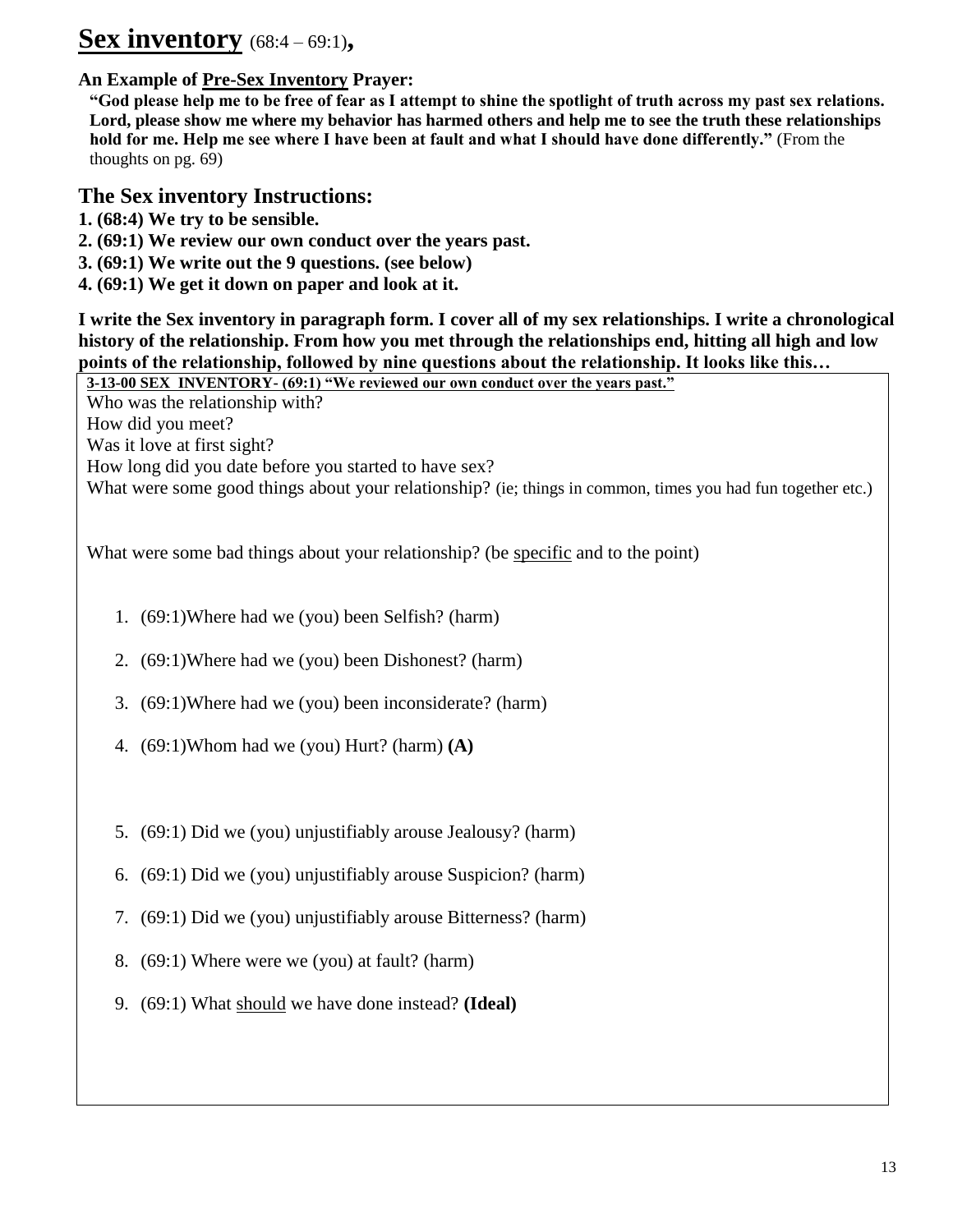# **Sex inventory** (68:4 – 69:1)**,**

**An Example of Pre-Sex Inventory Prayer:**

**"God please help me to be free of fear as I attempt to shine the spotlight of truth across my past sex relations. Lord, please show me where my behavior has harmed others and help me to see the truth these relationships hold for me. Help me see where I have been at fault and what I should have done differently."** (From the thoughts on pg. 69)

## The Sex inventory Instructions:

**1. (68:4) We try to be sensible.**
**2. (69:1) We review our own conduct over the years past.**
**3. (69:1) We write out the 9 questions. (see below)**
**4. (69:1) We get it down on paper and look at it.**

**I write the Sex inventory in paragraph form. I cover all of my sex relationships. I write a chronological history of the relationship. From how you met through the relationships end, hitting all high and low points of the relationship, followed by nine questions about the relationship. It looks like this…**

**3-13-00 SEX INVENTORY- (69:1) "We reviewed our own conduct over the years past."**

Who was the relationship with?
How did you meet?
Was it love at first sight?
How long did you date before you started to have sex?
What were some good things about your relationship? (ie; things in common, times you had fun together etc.)

What were some bad things about your relationship? (be specific and to the point)

1. (69:1)Where had we (you) been Selfish? (harm)
2. (69:1)Where had we (you) been Dishonest? (harm)
3. (69:1)Where had we (you) been inconsiderate? (harm)
4. (69:1)Whom had we (you) Hurt? (harm) **(A)**
5. (69:1) Did we (you) unjustifiably arouse Jealousy? (harm)
6. (69:1) Did we (you) unjustifiably arouse Suspicion? (harm)
7. (69:1) Did we (you) unjustifiably arouse Bitterness? (harm)
8. (69:1) Where were we (you) at fault? (harm)
9. (69:1) What should we have done instead? **(Ideal)**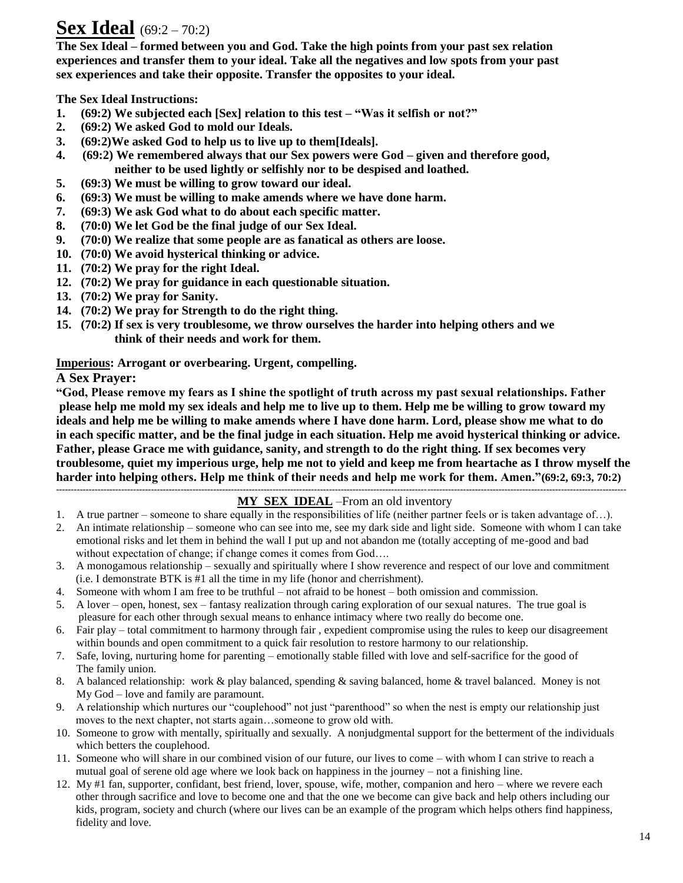# Sex Ideal (69:2 – 70:2)

**The Sex Ideal – formed between you and God. Take the high points from your past sex relation experiences and transfer them to your ideal. Take all the negatives and low spots from your past sex experiences and take their opposite. Transfer the opposites to your ideal.**

**The Sex Ideal Instructions:**

1. **(69:2) We subjected each [Sex] relation to this test – "Was it selfish or not?"**
2. **(69:2) We asked God to mold our Ideals.**
3. **(69:2)We asked God to help us to live up to them[Ideals].**
4. **(69:2) We remembered always that our Sex powers were God – given and therefore good, neither to be used lightly or selfishly nor to be despised and loathed.**
5. **(69:3) We must be willing to grow toward our ideal.**
6. **(69:3) We must be willing to make amends where we have done harm.**
7. **(69:3) We ask God what to do about each specific matter.**
8. **(70:0) We let God be the final judge of our Sex Ideal.**
9. **(70:0) We realize that some people are as fanatical as others are loose.**
10. **(70:0) We avoid hysterical thinking or advice.**
11. **(70:2) We pray for the right Ideal.**
12. **(70:2) We pray for guidance in each questionable situation.**
13. **(70:2) We pray for Sanity.**
14. **(70:2) We pray for Strength to do the right thing.**
15. **(70:2) If sex is very troublesome, we throw ourselves the harder into helping others and we think of their needs and work for them.**

**Imperious: Arrogant or overbearing. Urgent, compelling.**

**A Sex Prayer:**

**"God, Please remove my fears as I shine the spotlight of truth across my past sexual relationships. Father please help me mold my sex ideals and help me to live up to them. Help me be willing to grow toward my ideals and help me be willing to make amends where I have done harm. Lord, please show me what to do in each specific matter, and be the final judge in each situation. Help me avoid hysterical thinking or advice. Father, please Grace me with guidance, sanity, and strength to do the right thing. If sex becomes very troublesome, quiet my imperious urge, help me not to yield and keep me from heartache as I throw myself the harder into helping others. Help me think of their needs and help me work for them. Amen."(69:2, 69:3, 70:2)**

---

**MY SEX IDEAL** –From an old inventory

1. A true partner – someone to share equally in the responsibilities of life (neither partner feels or is taken advantage of…).
2. An intimate relationship – someone who can see into me, see my dark side and light side. Someone with whom I can take emotional risks and let them in behind the wall I put up and not abandon me (totally accepting of me-good and bad without expectation of change; if change comes it comes from God….
3. A monogamous relationship – sexually and spiritually where I show reverence and respect of our love and commitment (i.e. I demonstrate BTK is #1 all the time in my life (honor and cherrishment).
4. Someone with whom I am free to be truthful – not afraid to be honest – both omission and commission.
5. A lover – open, honest, sex – fantasy realization through caring exploration of our sexual natures. The true goal is pleasure for each other through sexual means to enhance intimacy where two really do become one.
6. Fair play – total commitment to harmony through fair , expedient compromise using the rules to keep our disagreement within bounds and open commitment to a quick fair resolution to restore harmony to our relationship.
7. Safe, loving, nurturing home for parenting – emotionally stable filled with love and self-sacrifice for the good of The family union.
8. A balanced relationship: work & play balanced, spending & saving balanced, home & travel balanced. Money is not My God – love and family are paramount.
9. A relationship which nurtures our "couplehood" not just "parenthood" so when the nest is empty our relationship just moves to the next chapter, not starts again…someone to grow old with.
10. Someone to grow with mentally, spiritually and sexually. A nonjudgmental support for the betterment of the individuals which betters the couplehood.
11. Someone who will share in our combined vision of our future, our lives to come – with whom I can strive to reach a mutual goal of serene old age where we look back on happiness in the journey – not a finishing line.
12. My #1 fan, supporter, confidant, best friend, lover, spouse, wife, mother, companion and hero – where we revere each other through sacrifice and love to become one and that the one we become can give back and help others including our kids, program, society and church (where our lives can be an example of the program which helps others find happiness, fidelity and love.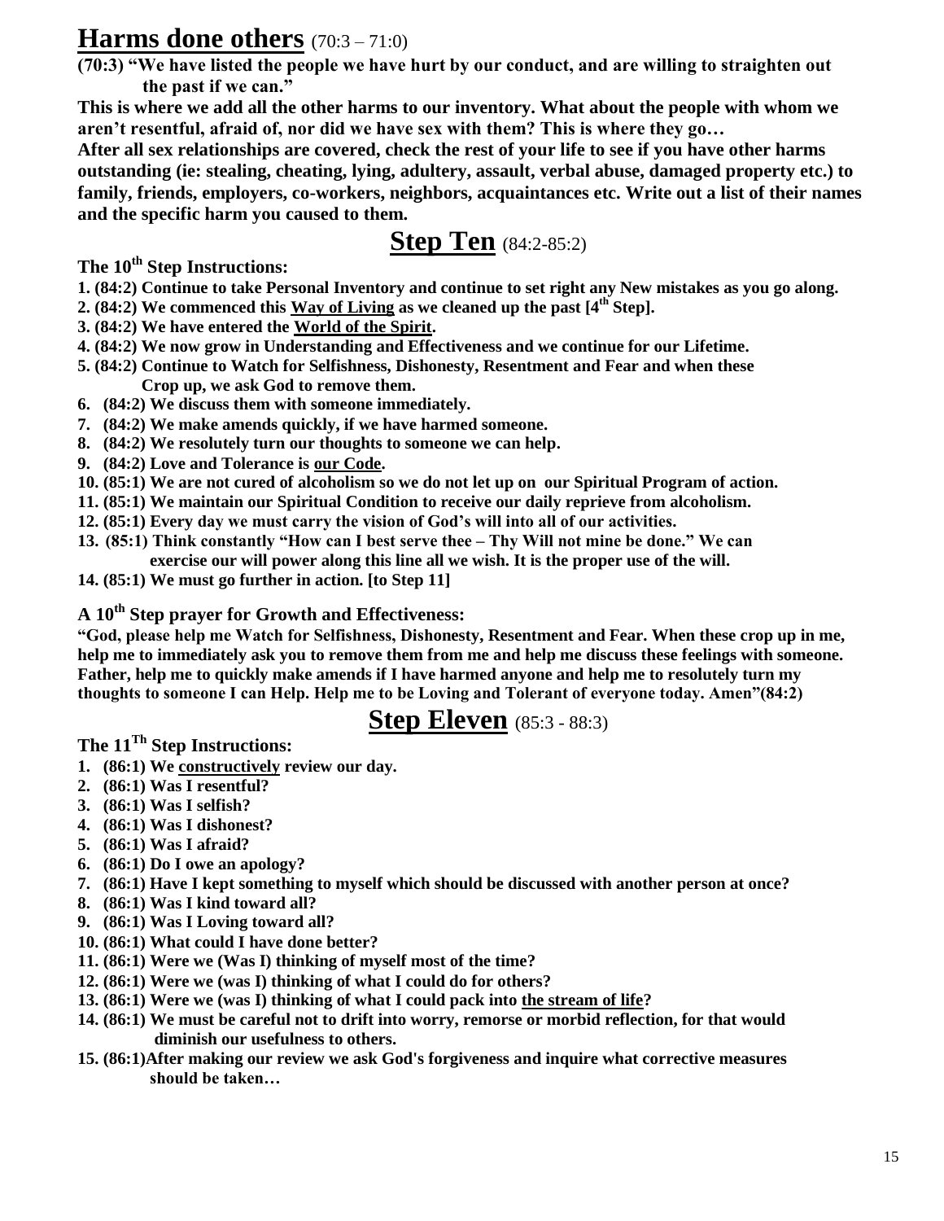## **Harms done others** (70:3 – 71:0)

**(70:3) "We have listed the people we have hurt by our conduct, and are willing to straighten out the past if we can."**

**This is where we add all the other harms to our inventory. What about the people with whom we aren't resentful, afraid of, nor did we have sex with them? This is where they go…**

**After all sex relationships are covered, check the rest of your life to see if you have other harms outstanding (ie: stealing, cheating, lying, adultery, assault, verbal abuse, damaged property etc.) to family, friends, employers, co-workers, neighbors, acquaintances etc. Write out a list of their names and the specific harm you caused to them.**

## **Step Ten** (84:2-85:2)

### The 10th Step Instructions:

1. **(84:2) Continue to take Personal Inventory and continue to set right any New mistakes as you go along.**
2. **(84:2) We commenced this Way of Living as we cleaned up the past [4th Step].**
3. **(84:2) We have entered the World of the Spirit.**
4. **(84:2) We now grow in Understanding and Effectiveness and we continue for our Lifetime.**
5. **(84:2) Continue to Watch for Selfishness, Dishonesty, Resentment and Fear and when these Crop up, we ask God to remove them.**
6. **(84:2) We discuss them with someone immediately.**
7. **(84:2) We make amends quickly, if we have harmed someone.**
8. **(84:2) We resolutely turn our thoughts to someone we can help.**
9. **(84:2) Love and Tolerance is our Code.**
10. **(85:1) We are not cured of alcoholism so we do not let up on our Spiritual Program of action.**
11. **(85:1) We maintain our Spiritual Condition to receive our daily reprieve from alcoholism.**
12. **(85:1) Every day we must carry the vision of God's will into all of our activities.**
13. **(85:1) Think constantly "How can I best serve thee – Thy Will not mine be done." We can exercise our will power along this line all we wish. It is the proper use of the will.**
14. **(85:1) We must go further in action. [to Step 11]**

### A 10th Step prayer for Growth and Effectiveness:

**"God, please help me Watch for Selfishness, Dishonesty, Resentment and Fear. When these crop up in me, help me to immediately ask you to remove them from me and help me discuss these feelings with someone. Father, help me to quickly make amends if I have harmed anyone and help me to resolutely turn my thoughts to someone I can Help. Help me to be Loving and Tolerant of everyone today. Amen"(84:2)**

## **Step Eleven** (85:3 - 88:3)

### The 11Th Step Instructions:

1. **(86:1) We constructively review our day.**
2. **(86:1) Was I resentful?**
3. **(86:1) Was I selfish?**
4. **(86:1) Was I dishonest?**
5. **(86:1) Was I afraid?**
6. **(86:1) Do I owe an apology?**
7. **(86:1) Have I kept something to myself which should be discussed with another person at once?**
8. **(86:1) Was I kind toward all?**
9. **(86:1) Was I Loving toward all?**
10. **(86:1) What could I have done better?**
11. **(86:1) Were we (Was I) thinking of myself most of the time?**
12. **(86:1) Were we (was I) thinking of what I could do for others?**
13. **(86:1) Were we (was I) thinking of what I could pack into the stream of life?**
14. **(86:1) We must be careful not to drift into worry, remorse or morbid reflection, for that would diminish our usefulness to others.**
15. **(86:1)After making our review we ask God's forgiveness and inquire what corrective measures should be taken…**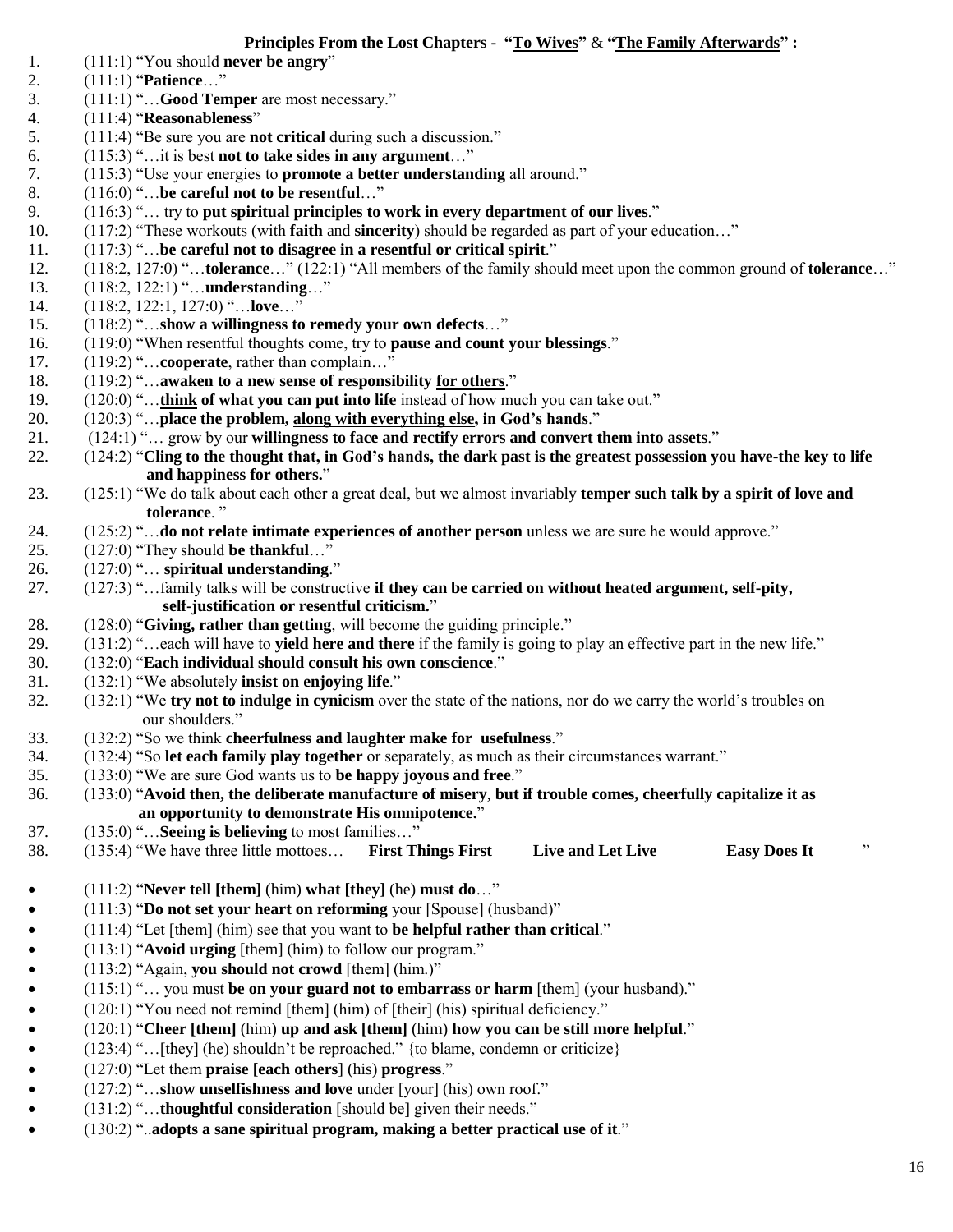### Principles From the Lost Chapters - "<u>To Wives</u>" & "<u>The Family Afterwards</u>" :

1. (111:1) "You should **never be angry**"
2. (111:1) "**Patience**…"
3. (111:1) "…**Good Temper** are most necessary."
4. (111:4) "**Reasonableness**"
5. (111:4) "Be sure you are **not critical** during such a discussion."
6. (115:3) "…it is best **not to take sides in any argument**…"
7. (115:3) "Use your energies to **promote a better understanding** all around."
8. (116:0) "…**be careful not to be resentful**…"
9. (116:3) "… try to **put spiritual principles to work in every department of our lives**."
10. (117:2) "These workouts (with **faith** and **sincerity**) should be regarded as part of your education…"
11. (117:3) "…**be careful not to disagree in a resentful or critical spirit**."
12. (118:2, 127:0) "…**tolerance**…" (122:1) "All members of the family should meet upon the common ground of **tolerance**…"
13. (118:2, 122:1) "…**understanding**…"
14. (118:2, 122:1, 127:0) "…**love**…"
15. (118:2) "…**show a willingness to remedy your own defects**…"
16. (119:0) "When resentful thoughts come, try to **pause and count your blessings**."
17. (119:2) "…**cooperate**, rather than complain…"
18. (119:2) "…**awaken to a new sense of responsibility <u>for others</u>**."
19. (120:0) "…**<u>think</u> of what you can put into life** instead of how much you can take out."
20. (120:3) "…**place the problem, <u>along with everything else</u>, in God's hands**."
21. (124:1) "… grow by our **willingness to face and rectify errors and convert them into assets**."
22. (124:2) "**Cling to the thought that, in God's hands, the dark past is the greatest possession you have-the key to life and happiness for others.**"
23. (125:1) "We do talk about each other a great deal, but we almost invariably **temper such talk by a spirit of love and tolerance**. "
24. (125:2) "…**do not relate intimate experiences of another person** unless we are sure he would approve."
25. (127:0) "They should **be thankful**…"
26. (127:0) "… **spiritual understanding**."
27. (127:3) "…family talks will be constructive **if they can be carried on without heated argument, self-pity, self-justification or resentful criticism.**"
28. (128:0) "**Giving, rather than getting**, will become the guiding principle."
29. (131:2) "…each will have to **yield here and there** if the family is going to play an effective part in the new life."
30. (132:0) "**Each individual should consult his own conscience**."
31. (132:1) "We absolutely **insist on enjoying life**."
32. (132:1) "We **try not to indulge in cynicism** over the state of the nations, nor do we carry the world's troubles on our shoulders."
33. (132:2) "So we think **cheerfulness and laughter make for usefulness**."
34. (132:4) "So **let each family play together** or separately, as much as their circumstances warrant."
35. (133:0) "We are sure God wants us to **be happy joyous and free**."
36. (133:0) "**Avoid then, the deliberate manufacture of misery**, **but if trouble comes, cheerfully capitalize it as an opportunity to demonstrate His omnipotence.**"
37. (135:0) "…**Seeing is believing** to most families…"
38. (135:4) "We have three little mottoes… **First Things First** **Live and Let Live** **Easy Does It** "

- (111:2) "**Never tell [them]** (him) **what [they]** (he) **must do**…"
- (111:3) "**Do not set your heart on reforming** your [Spouse] (husband)"
- (111:4) "Let [them] (him) see that you want to **be helpful rather than critical**."
- (113:1) "**Avoid urging** [them] (him) to follow our program."
- (113:2) "Again, **you should not crowd** [them] (him.)"
- (115:1) "… you must **be on your guard not to embarrass or harm** [them] (your husband)."
- (120:1) "You need not remind [them] (him) of [their] (his) spiritual deficiency."
- (120:1) "**Cheer [them]** (him) **up and ask [them]** (him) **how you can be still more helpful**."
- (123:4) "…[they] (he) shouldn't be reproached." {to blame, condemn or criticize}
- (127:0) "Let them **praise [each others**] (his) **progress**."
- (127:2) "…**show unselfishness and love** under [your] (his) own roof."
- (131:2) "…**thoughtful consideration** [should be] given their needs."
- (130:2) "..**adopts a sane spiritual program, making a better practical use of it**."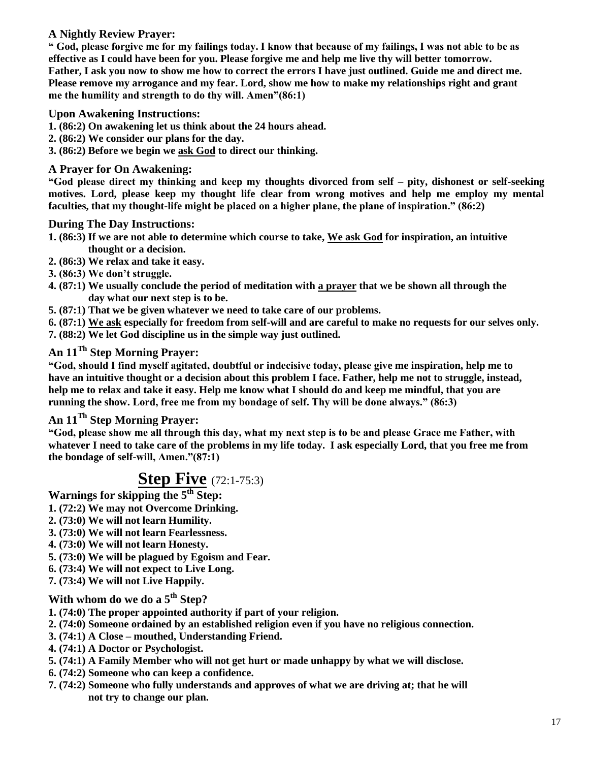### A Nightly Review Prayer:

**" God, please forgive me for my failings today. I know that because of my failings, I was not able to be as effective as I could have been for you. Please forgive me and help me live thy will better tomorrow. Father, I ask you now to show me how to correct the errors I have just outlined. Guide me and direct me. Please remove my arrogance and my fear. Lord, show me how to make my relationships right and grant me the humility and strength to do thy will. Amen"(86:1)**

### Upon Awakening Instructions:

1. **(86:2) On awakening let us think about the 24 hours ahead.**
2. **(86:2) We consider our plans for the day.**
3. **(86:2) Before we begin we ask God to direct our thinking.**

### A Prayer for On Awakening:

**"God please direct my thinking and keep my thoughts divorced from self – pity, dishonest or self-seeking motives. Lord, please keep my thought life clear from wrong motives and help me employ my mental faculties, that my thought-life might be placed on a higher plane, the plane of inspiration." (86:2)**

### During The Day Instructions:

1. **(86:3) If we are not able to determine which course to take, We ask God for inspiration, an intuitive thought or a decision.**
2. **(86:3) We relax and take it easy.**
3. **(86:3) We don't struggle.**
4. **(87:1) We usually conclude the period of meditation with a prayer that we be shown all through the day what our next step is to be.**
5. **(87:1) That we be given whatever we need to take care of our problems.**
6. **(87:1) We ask especially for freedom from self-will and are careful to make no requests for our selves only.**
7. **(88:2) We let God discipline us in the simple way just outlined.**

### An 11Th Step Morning Prayer:

**"God, should I find myself agitated, doubtful or indecisive today, please give me inspiration, help me to have an intuitive thought or a decision about this problem I face. Father, help me not to struggle, instead, help me to relax and take it easy. Help me know what I should do and keep me mindful, that you are running the show. Lord, free me from my bondage of self. Thy will be done always." (86:3)**

### An 11Th Step Morning Prayer:

**"God, please show me all through this day, what my next step is to be and please Grace me Father, with whatever I need to take care of the problems in my life today. I ask especially Lord, that you free me from the bondage of self-will, Amen."(87:1)**

## Step Five (72:1-75:3)

### Warnings for skipping the 5th Step:

1. **(72:2) We may not Overcome Drinking.**
2. **(73:0) We will not learn Humility.**
3. **(73:0) We will not learn Fearlessness.**
4. **(73:0) We will not learn Honesty.**
5. **(73:0) We will be plagued by Egoism and Fear.**
6. **(73:4) We will not expect to Live Long.**
7. **(73:4) We will not Live Happily.**

### With whom do we do a 5th Step?

1. **(74:0) The proper appointed authority if part of your religion.**
2. **(74:0) Someone ordained by an established religion even if you have no religious connection.**
3. **(74:1) A Close – mouthed, Understanding Friend.**
4. **(74:1) A Doctor or Psychologist.**
5. **(74:1) A Family Member who will not get hurt or made unhappy by what we will disclose.**
6. **(74:2) Someone who can keep a confidence.**
7. **(74:2) Someone who fully understands and approves of what we are driving at; that he will not try to change our plan.**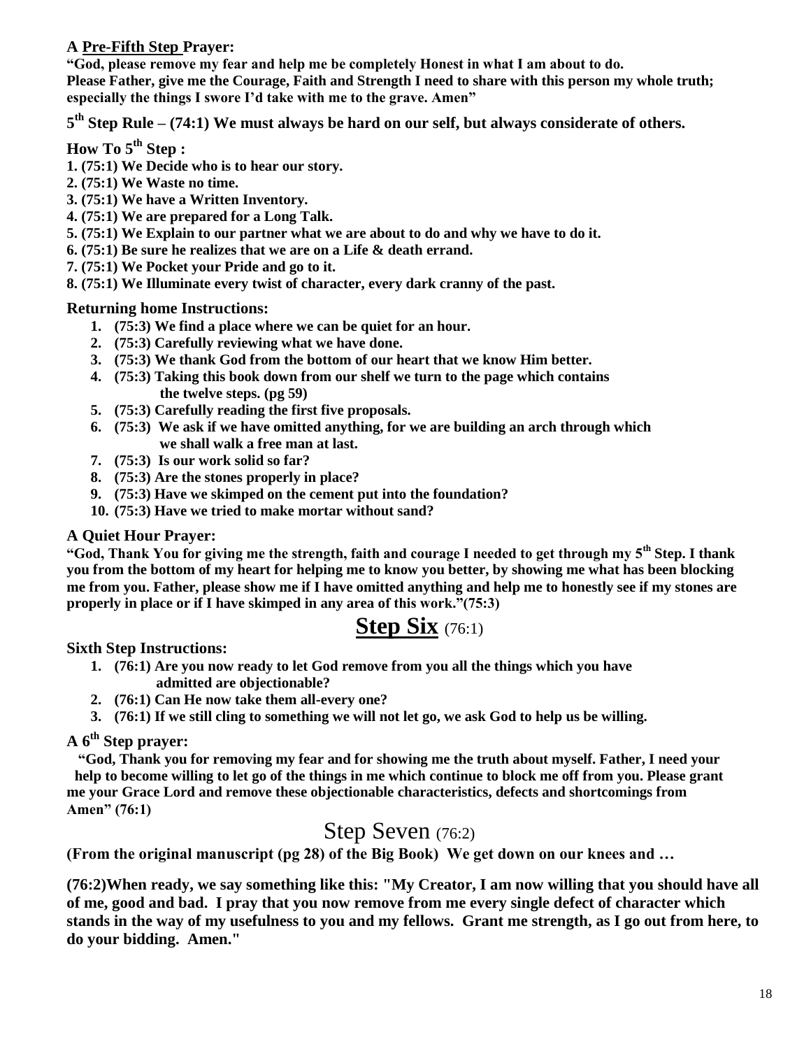**A Pre-Fifth Step Prayer:**

**"God, please remove my fear and help me be completely Honest in what I am about to do. Please Father, give me the Courage, Faith and Strength I need to share with this person my whole truth; especially the things I swore I'd take with me to the grave. Amen"**

**5th Step Rule – (74:1) We must always be hard on our self, but always considerate of others.**

**How To 5th Step :**

1. **(75:1) We Decide who is to hear our story.**
2. **(75:1) We Waste no time.**
3. **(75:1) We have a Written Inventory.**
4. **(75:1) We are prepared for a Long Talk.**
5. **(75:1) We Explain to our partner what we are about to do and why we have to do it.**
6. **(75:1) Be sure he realizes that we are on a Life & death errand.**
7. **(75:1) We Pocket your Pride and go to it.**
8. **(75:1) We Illuminate every twist of character, every dark cranny of the past.**

**Returning home Instructions:**

1. **(75:3) We find a place where we can be quiet for an hour.**
2. **(75:3) Carefully reviewing what we have done.**
3. **(75:3) We thank God from the bottom of our heart that we know Him better.**
4. **(75:3) Taking this book down from our shelf we turn to the page which contains the twelve steps. (pg 59)**
5. **(75:3) Carefully reading the first five proposals.**
6. **(75:3) We ask if we have omitted anything, for we are building an arch through which we shall walk a free man at last.**
7. **(75:3) Is our work solid so far?**
8. **(75:3) Are the stones properly in place?**
9. **(75:3) Have we skimped on the cement put into the foundation?**
10. **(75:3) Have we tried to make mortar without sand?**

**A Quiet Hour Prayer:**

**"God, Thank You for giving me the strength, faith and courage I needed to get through my 5th Step. I thank you from the bottom of my heart for helping me to know you better, by showing me what has been blocking me from you. Father, please show me if I have omitted anything and help me to honestly see if my stones are properly in place or if I have skimped in any area of this work."(75:3)**

## Step Six (76:1)

**Sixth Step Instructions:**

1. **(76:1) Are you now ready to let God remove from you all the things which you have admitted are objectionable?**
2. **(76:1) Can He now take them all-every one?**
3. **(76:1) If we still cling to something we will not let go, we ask God to help us be willing.**

**A 6th Step prayer:**

**"God, Thank you for removing my fear and for showing me the truth about myself. Father, I need your help to become willing to let go of the things in me which continue to block me off from you. Please grant me your Grace Lord and remove these objectionable characteristics, defects and shortcomings from Amen" (76:1)**

## Step Seven (76:2)

**(From the original manuscript (pg 28) of the Big Book) We get down on our knees and …**

**(76:2)When ready, we say something like this: "My Creator, I am now willing that you should have all of me, good and bad. I pray that you now remove from me every single defect of character which stands in the way of my usefulness to you and my fellows. Grant me strength, as I go out from here, to do your bidding. Amen."**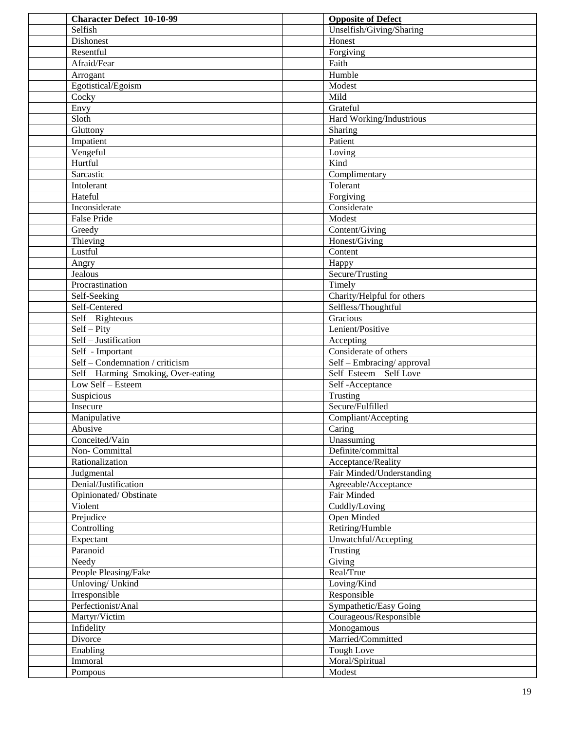| | Character Defect 10-10-99 | | Opposite of Defect |
|---|---|---|---|
| | Selfish | | Unselfish/Giving/Sharing |
| | Dishonest | | Honest |
| | Resentful | | Forgiving |
| | Afraid/Fear | | Faith |
| | Arrogant | | Humble |
| | Egotistical/Egoism | | Modest |
| | Cocky | | Mild |
| | Envy | | Grateful |
| | Sloth | | Hard Working/Industrious |
| | Gluttony | | Sharing |
| | Impatient | | Patient |
| | Vengeful | | Loving |
| | Hurtful | | Kind |
| | Sarcastic | | Complimentary |
| | Intolerant | | Tolerant |
| | Hateful | | Forgiving |
| | Inconsiderate | | Considerate |
| | False Pride | | Modest |
| | Greedy | | Content/Giving |
| | Thieving | | Honest/Giving |
| | Lustful | | Content |
| | Angry | | Happy |
| | Jealous | | Secure/Trusting |
| | Procrastination | | Timely |
| | Self-Seeking | | Charity/Helpful for others |
| | Self-Centered | | Selfless/Thoughtful |
| | Self – Righteous | | Gracious |
| | Self – Pity | | Lenient/Positive |
| | Self – Justification | | Accepting |
| | Self - Important | | Considerate of others |
| | Self – Condemnation / criticism | | Self – Embracing/ approval |
| | Self – Harming Smoking, Over-eating | | Self Esteem – Self Love |
| | Low Self – Esteem | | Self -Acceptance |
| | Suspicious | | Trusting |
| | Insecure | | Secure/Fulfilled |
| | Manipulative | | Compliant/Accepting |
| | Abusive | | Caring |
| | Conceited/Vain | | Unassuming |
| | Non- Committal | | Definite/committal |
| | Rationalization | | Acceptance/Reality |
| | Judgmental | | Fair Minded/Understanding |
| | Denial/Justification | | Agreeable/Acceptance |
| | Opinionated/ Obstinate | | Fair Minded |
| | Violent | | Cuddly/Loving |
| | Prejudice | | Open Minded |
| | Controlling | | Retiring/Humble |
| | Expectant | | Unwatchful/Accepting |
| | Paranoid | | Trusting |
| | Needy | | Giving |
| | People Pleasing/Fake | | Real/True |
| | Unloving/ Unkind | | Loving/Kind |
| | Irresponsible | | Responsible |
| | Perfectionist/Anal | | Sympathetic/Easy Going |
| | Martyr/Victim | | Courageous/Responsible |
| | Infidelity | | Monogamous |
| | Divorce | | Married/Committed |
| | Enabling | | Tough Love |
| | Immoral | | Moral/Spiritual |
| | Pompous | | Modest |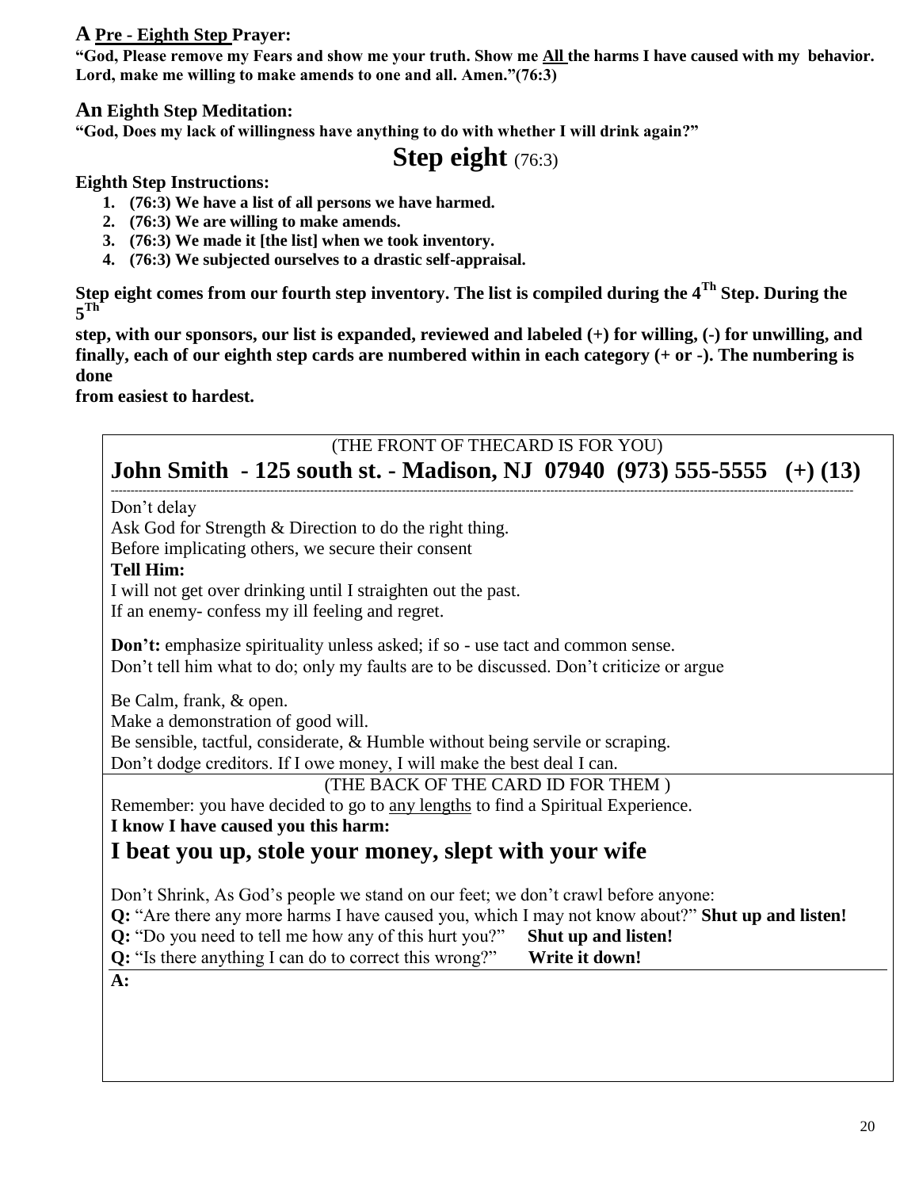**A Pre - Eighth Step Prayer:**

**"God, Please remove my Fears and show me your truth. Show me All the harms I have caused with my behavior. Lord, make me willing to make amends to one and all. Amen."(76:3)**

**An Eighth Step Meditation:**

**"God, Does my lack of willingness have anything to do with whether I will drink again?"**

# Step eight (76:3)

**Eighth Step Instructions:**

1. **(76:3) We have a list of all persons we have harmed.**
2. **(76:3) We are willing to make amends.**
3. **(76:3) We made it [the list] when we took inventory.**
4. **(76:3) We subjected ourselves to a drastic self-appraisal.**

**Step eight comes from our fourth step inventory. The list is compiled during the 4[Th] Step. During the 5[Th] step, with our sponsors, our list is expanded, reviewed and labeled (+) for willing, (-) for unwilling, and finally, each of our eighth step cards are numbered within in each category (+ or -). The numbering is done from easiest to hardest.**

(THE FRONT OF THECARD IS FOR YOU)

**John Smith - 125 south st. - Madison, NJ 07940 (973) 555-5555 (+) (13)**

---

Don't delay

Ask God for Strength & Direction to do the right thing.

Before implicating others, we secure their consent

**Tell Him:**

I will not get over drinking until I straighten out the past.

If an enemy- confess my ill feeling and regret.

**Don't:** emphasize spirituality unless asked; if so - use tact and common sense.

Don't tell him what to do; only my faults are to be discussed. Don't criticize or argue

Be Calm, frank, & open.

Make a demonstration of good will.

Be sensible, tactful, considerate, & Humble without being servile or scraping.

Don't dodge creditors. If I owe money, I will make the best deal I can.

(THE BACK OF THE CARD ID FOR THEM )

Remember: you have decided to go to any lengths to find a Spiritual Experience.

**I know I have caused you this harm:**

**I beat you up, stole your money, slept with your wife**

Don't Shrink, As God's people we stand on our feet; we don't crawl before anyone:

**Q:** "Are there any more harms I have caused you, which I may not know about?" **Shut up and listen!**

**Q:** "Do you need to tell me how any of this hurt you?" **Shut up and listen!**

**Q:** "Is there anything I can do to correct this wrong?" **Write it down!**

**A:**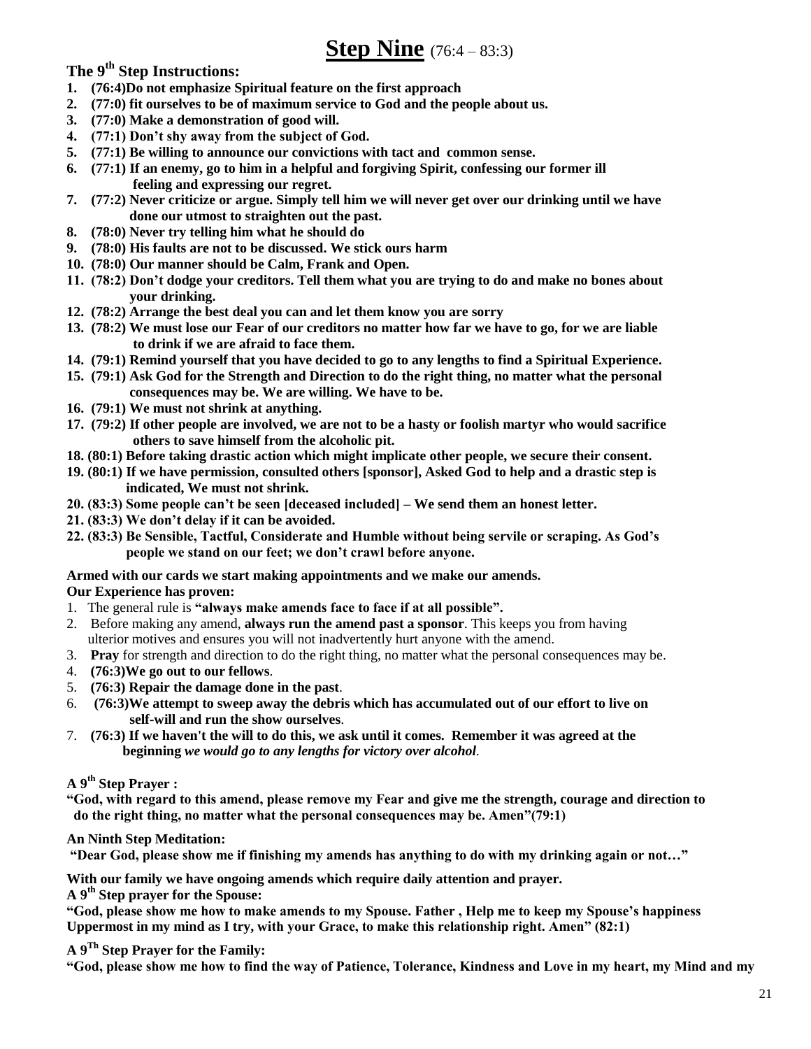# **Step Nine** (76:4 – 83:3)

**The 9th Step Instructions:**

1. **(76:4)Do not emphasize Spiritual feature on the first approach**
2. **(77:0) fit ourselves to be of maximum service to God and the people about us.**
3. **(77:0) Make a demonstration of good will.**
4. **(77:1) Don't shy away from the subject of God.**
5. **(77:1) Be willing to announce our convictions with tact and common sense.**
6. **(77:1) If an enemy, go to him in a helpful and forgiving Spirit, confessing our former ill feeling and expressing our regret.**
7. **(77:2) Never criticize or argue. Simply tell him we will never get over our drinking until we have done our utmost to straighten out the past.**
8. **(78:0) Never try telling him what he should do**
9. **(78:0) His faults are not to be discussed. We stick ours harm**
10. **(78:0) Our manner should be Calm, Frank and Open.**
11. **(78:2) Don't dodge your creditors. Tell them what you are trying to do and make no bones about your drinking.**
12. **(78:2) Arrange the best deal you can and let them know you are sorry**
13. **(78:2) We must lose our Fear of our creditors no matter how far we have to go, for we are liable to drink if we are afraid to face them.**
14. **(79:1) Remind yourself that you have decided to go to any lengths to find a Spiritual Experience.**
15. **(79:1) Ask God for the Strength and Direction to do the right thing, no matter what the personal consequences may be. We are willing. We have to be.**
16. **(79:1) We must not shrink at anything.**
17. **(79:2) If other people are involved, we are not to be a hasty or foolish martyr who would sacrifice others to save himself from the alcoholic pit.**
18. **(80:1) Before taking drastic action which might implicate other people, we secure their consent.**
19. **(80:1) If we have permission, consulted others [sponsor], Asked God to help and a drastic step is indicated, We must not shrink.**
20. **(83:3) Some people can't be seen [deceased included] – We send them an honest letter.**
21. **(83:3) We don't delay if it can be avoided.**
22. **(83:3) Be Sensible, Tactful, Considerate and Humble without being servile or scraping. As God's people we stand on our feet; we don't crawl before anyone.**

**Armed with our cards we start making appointments and we make our amends.**

**Our Experience has proven:**

1. The general rule is **"always make amends face to face if at all possible".**
2. Before making any amend, **always run the amend past a sponsor**. This keeps you from having ulterior motives and ensures you will not inadvertently hurt anyone with the amend.
3. **Pray** for strength and direction to do the right thing, no matter what the personal consequences may be.
4. **(76:3)We go out to our fellows**.
5. **(76:3) Repair the damage done in the past**.
6. **(76:3)We attempt to sweep away the debris which has accumulated out of our effort to live on self-will and run the show ourselves**.
7. **(76:3) If we haven't the will to do this, we ask until it comes. Remember it was agreed at the beginning** ***we would go to any lengths for victory over alcohol***.

**A 9th Step Prayer :**

**"God, with regard to this amend, please remove my Fear and give me the strength, courage and direction to do the right thing, no matter what the personal consequences may be. Amen"(79:1)**

**An Ninth Step Meditation:**

**"Dear God, please show me if finishing my amends has anything to do with my drinking again or not…"**

**With our family we have ongoing amends which require daily attention and prayer.**

**A 9th Step prayer for the Spouse:**

**"God, please show me how to make amends to my Spouse. Father , Help me to keep my Spouse's happiness Uppermost in my mind as I try, with your Grace, to make this relationship right. Amen" (82:1)**

**A 9Th Step Prayer for the Family:**

**"God, please show me how to find the way of Patience, Tolerance, Kindness and Love in my heart, my Mind and my**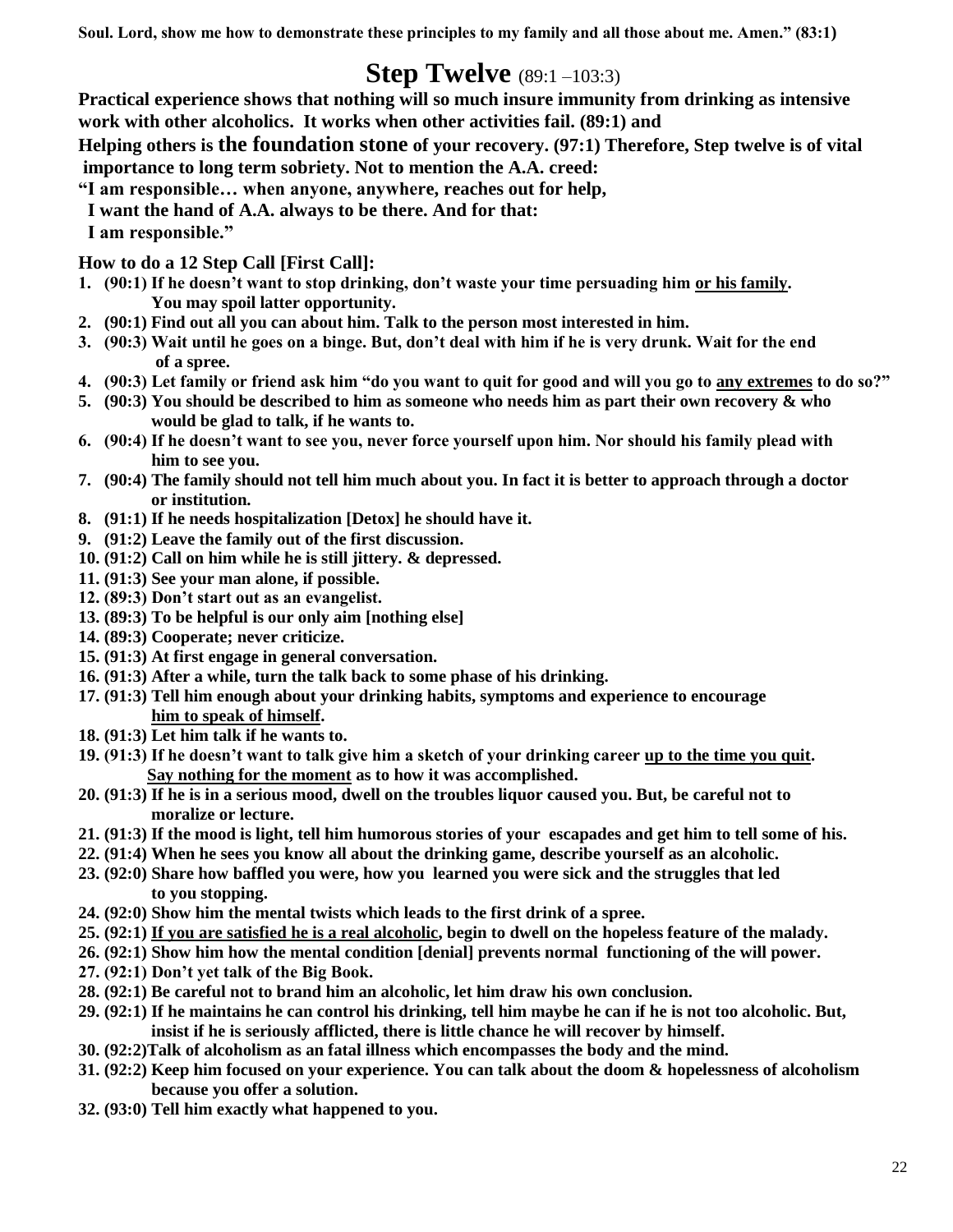**Soul. Lord, show me how to demonstrate these principles to my family and all those about me. Amen." (83:1)**

# Step Twelve (89:1 –103:3)

**Practical experience shows that nothing will so much insure immunity from drinking as intensive work with other alcoholics. It works when other activities fail. (89:1) and**

**Helping others is the foundation stone of your recovery. (97:1) Therefore, Step twelve is of vital importance to long term sobriety. Not to mention the A.A. creed:**

**"I am responsible… when anyone, anywhere, reaches out for help,**
**I want the hand of A.A. always to be there. And for that:**
**I am responsible."**

**How to do a 12 Step Call [First Call]:**

1. **(90:1) If he doesn't want to stop drinking, don't waste your time persuading him <u>or his family</u>. You may spoil latter opportunity.**
2. **(90:1) Find out all you can about him. Talk to the person most interested in him.**
3. **(90:3) Wait until he goes on a binge. But, don't deal with him if he is very drunk. Wait for the end of a spree.**
4. **(90:3) Let family or friend ask him "do you want to quit for good and will you go to <u>any extremes</u> to do so?"**
5. **(90:3) You should be described to him as someone who needs him as part their own recovery & who would be glad to talk, if he wants to.**
6. **(90:4) If he doesn't want to see you, never force yourself upon him. Nor should his family plead with him to see you.**
7. **(90:4) The family should not tell him much about you. In fact it is better to approach through a doctor or institution.**
8. **(91:1) If he needs hospitalization [Detox] he should have it.**
9. **(91:2) Leave the family out of the first discussion.**
10. **(91:2) Call on him while he is still jittery. & depressed.**
11. **(91:3) See your man alone, if possible.**
12. **(89:3) Don't start out as an evangelist.**
13. **(89:3) To be helpful is our only aim [nothing else]**
14. **(89:3) Cooperate; never criticize.**
15. **(91:3) At first engage in general conversation.**
16. **(91:3) After a while, turn the talk back to some phase of his drinking.**
17. **(91:3) Tell him enough about your drinking habits, symptoms and experience to encourage <u>him to speak of himself</u>.**
18. **(91:3) Let him talk if he wants to.**
19. **(91:3) If he doesn't want to talk give him a sketch of your drinking career <u>up to the time you quit</u>. <u>Say nothing for the moment</u> as to how it was accomplished.**
20. **(91:3) If he is in a serious mood, dwell on the troubles liquor caused you. But, be careful not to moralize or lecture.**
21. **(91:3) If the mood is light, tell him humorous stories of your escapades and get him to tell some of his.**
22. **(91:4) When he sees you know all about the drinking game, describe yourself as an alcoholic.**
23. **(92:0) Share how baffled you were, how you learned you were sick and the struggles that led to you stopping.**
24. **(92:0) Show him the mental twists which leads to the first drink of a spree.**
25. **(92:1) <u>If you are satisfied he is a real alcoholic</u>, begin to dwell on the hopeless feature of the malady.**
26. **(92:1) Show him how the mental condition [denial] prevents normal functioning of the will power.**
27. **(92:1) Don't yet talk of the Big Book.**
28. **(92:1) Be careful not to brand him an alcoholic, let him draw his own conclusion.**
29. **(92:1) If he maintains he can control his drinking, tell him maybe he can if he is not too alcoholic. But, insist if he is seriously afflicted, there is little chance he will recover by himself.**
30. **(92:2)Talk of alcoholism as an fatal illness which encompasses the body and the mind.**
31. **(92:2) Keep him focused on your experience. You can talk about the doom & hopelessness of alcoholism because you offer a solution.**
32. **(93:0) Tell him exactly what happened to you.**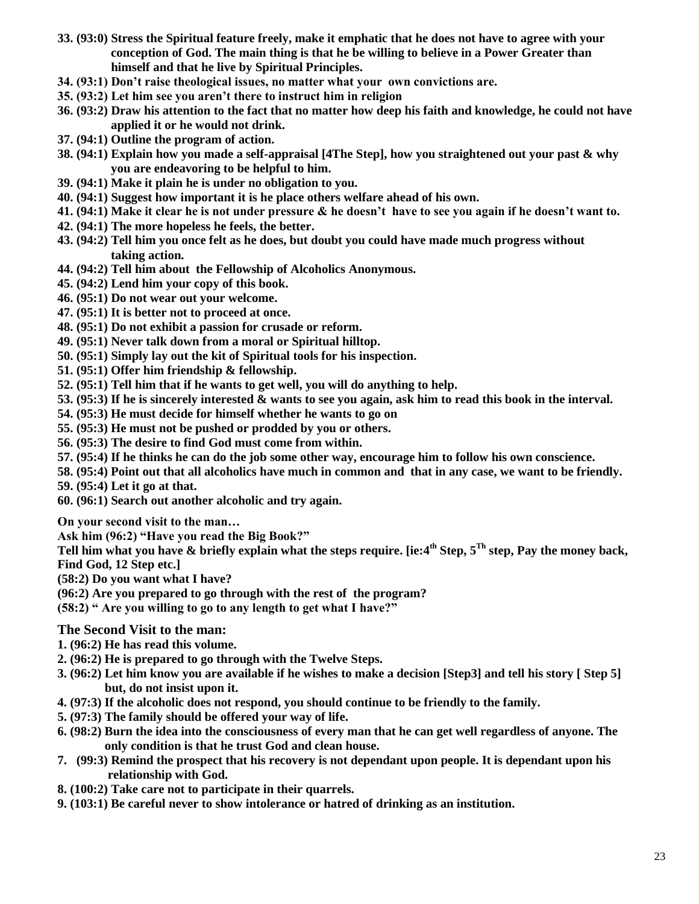**33. (93:0) Stress the Spiritual feature freely, make it emphatic that he does not have to agree with your conception of God. The main thing is that he be willing to believe in a Power Greater than himself and that he live by Spiritual Principles.**
**34. (93:1) Don't raise theological issues, no matter what your own convictions are.**
**35. (93:2) Let him see you aren't there to instruct him in religion**
**36. (93:2) Draw his attention to the fact that no matter how deep his faith and knowledge, he could not have applied it or he would not drink.**
**37. (94:1) Outline the program of action.**
**38. (94:1) Explain how you made a self-appraisal [4The Step], how you straightened out your past & why you are endeavoring to be helpful to him.**
**39. (94:1) Make it plain he is under no obligation to you.**
**40. (94:1) Suggest how important it is he place others welfare ahead of his own.**
**41. (94:1) Make it clear he is not under pressure & he doesn't have to see you again if he doesn't want to.**
**42. (94:1) The more hopeless he feels, the better.**
**43. (94:2) Tell him you once felt as he does, but doubt you could have made much progress without taking action.**
**44. (94:2) Tell him about the Fellowship of Alcoholics Anonymous.**
**45. (94:2) Lend him your copy of this book.**
**46. (95:1) Do not wear out your welcome.**
**47. (95:1) It is better not to proceed at once.**
**48. (95:1) Do not exhibit a passion for crusade or reform.**
**49. (95:1) Never talk down from a moral or Spiritual hilltop.**
**50. (95:1) Simply lay out the kit of Spiritual tools for his inspection.**
**51. (95:1) Offer him friendship & fellowship.**
**52. (95:1) Tell him that if he wants to get well, you will do anything to help.**
**53. (95:3) If he is sincerely interested & wants to see you again, ask him to read this book in the interval.**
**54. (95:3) He must decide for himself whether he wants to go on**
**55. (95:3) He must not be pushed or prodded by you or others.**
**56. (95:3) The desire to find God must come from within.**
**57. (95:4) If he thinks he can do the job some other way, encourage him to follow his own conscience.**
**58. (95:4) Point out that all alcoholics have much in common and that in any case, we want to be friendly.**
**59. (95:4) Let it go at that.**
**60. (96:1) Search out another alcoholic and try again.**

**On your second visit to the man…**
**Ask him (96:2) "Have you read the Big Book?"**
**Tell him what you have & briefly explain what the steps require. [ie:4th Step, 5Th step, Pay the money back, Find God, 12 Step etc.]**
**(58:2) Do you want what I have?**
**(96:2) Are you prepared to go through with the rest of the program?**
**(58:2) " Are you willing to go to any length to get what I have?"**

## The Second Visit to the man:

**1. (96:2) He has read this volume.**
**2. (96:2) He is prepared to go through with the Twelve Steps.**
**3. (96:2) Let him know you are available if he wishes to make a decision [Step3] and tell his story [ Step 5] but, do not insist upon it.**
**4. (97:3) If the alcoholic does not respond, you should continue to be friendly to the family.**
**5. (97:3) The family should be offered your way of life.**
**6. (98:2) Burn the idea into the consciousness of every man that he can get well regardless of anyone. The only condition is that he trust God and clean house.**
**7. (99:3) Remind the prospect that his recovery is not dependant upon people. It is dependant upon his relationship with God.**
**8. (100:2) Take care not to participate in their quarrels.**
**9. (103:1) Be careful never to show intolerance or hatred of drinking as an institution.**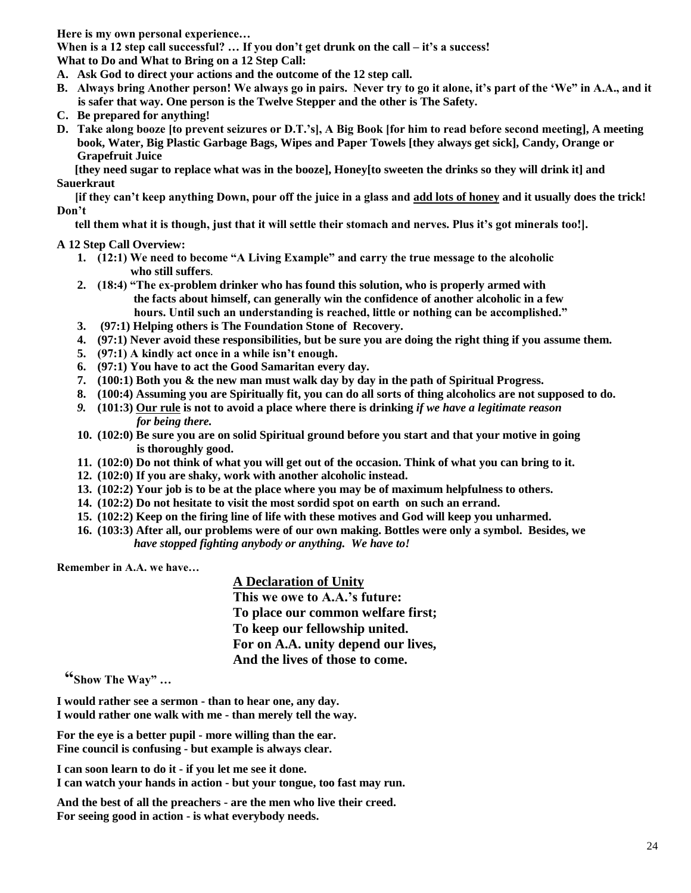**Here is my own personal experience…**

**When is a 12 step call successful? … If you don't get drunk on the call – it's a success!**

**What to Do and What to Bring on a 12 Step Call:**

- **A. Ask God to direct your actions and the outcome of the 12 step call.**
- **B. Always bring Another person! We always go in pairs. Never try to go it alone, it's part of the 'We" in A.A., and it is safer that way. One person is the Twelve Stepper and the other is The Safety.**
- **C. Be prepared for anything!**
- **D. Take along booze [to prevent seizures or D.T.'s], A Big Book [for him to read before second meeting], A meeting book, Water, Big Plastic Garbage Bags, Wipes and Paper Towels [they always get sick], Candy, Orange or Grapefruit Juice**

**[they need sugar to replace what was in the booze], Honey[to sweeten the drinks so they will drink it] and Sauerkraut**

**[if they can't keep anything Down, pour off the juice in a glass and <u>add lots of honey</u> and it usually does the trick! Don't tell them what it is though, just that it will settle their stomach and nerves. Plus it's got minerals too!].**

**A 12 Step Call Overview:**

1. **(12:1) We need to become "A Living Example" and carry the true message to the alcoholic who still suffers.**
2. **(18:4) "The ex-problem drinker who has found this solution, who is properly armed with the facts about himself, can generally win the confidence of another alcoholic in a few hours. Until such an understanding is reached, little or nothing can be accomplished."**
3. **(97:1) Helping others is The Foundation Stone of Recovery.**
4. **(97:1) Never avoid these responsibilities, but be sure you are doing the right thing if you assume them.**
5. **(97:1) A kindly act once in a while isn't enough.**
6. **(97:1) You have to act the Good Samaritan every day.**
7. **(100:1) Both you & the new man must walk day by day in the path of Spiritual Progress.**
8. **(100:4) Assuming you are Spiritually fit, you can do all sorts of thing alcoholics are not supposed to do.**
9. **(101:3) <u>Our rule</u> is not to avoid a place where there is drinking *if we have a legitimate reason for being there.***
10. **(102:0) Be sure you are on solid Spiritual ground before you start and that your motive in going is thoroughly good.**
11. **(102:0) Do not think of what you will get out of the occasion. Think of what you can bring to it.**
12. **(102:0) If you are shaky, work with another alcoholic instead.**
13. **(102:2) Your job is to be at the place where you may be of maximum helpfulness to others.**
14. **(102:2) Do not hesitate to visit the most sordid spot on earth on such an errand.**
15. **(102:2) Keep on the firing line of life with these motives and God will keep you unharmed.**
16. **(103:3) After all, our problems were of our own making. Bottles were only a symbol. Besides, we *have stopped fighting anybody or anything. We have to!***

**Remember in A.A. we have…**

**<u>A Declaration of Unity</u>**
**This we owe to A.A.'s future:**
**To place our common welfare first;**
**To keep our fellowship united.**
**For on A.A. unity depend our lives,**
**And the lives of those to come.**

**"Show The Way" …**

**I would rather see a sermon - than to hear one, any day.**
**I would rather one walk with me - than merely tell the way.**

**For the eye is a better pupil - more willing than the ear.**
**Fine council is confusing - but example is always clear.**

**I can soon learn to do it - if you let me see it done.**
**I can watch your hands in action - but your tongue, too fast may run.**

**And the best of all the preachers - are the men who live their creed.**
**For seeing good in action - is what everybody needs.**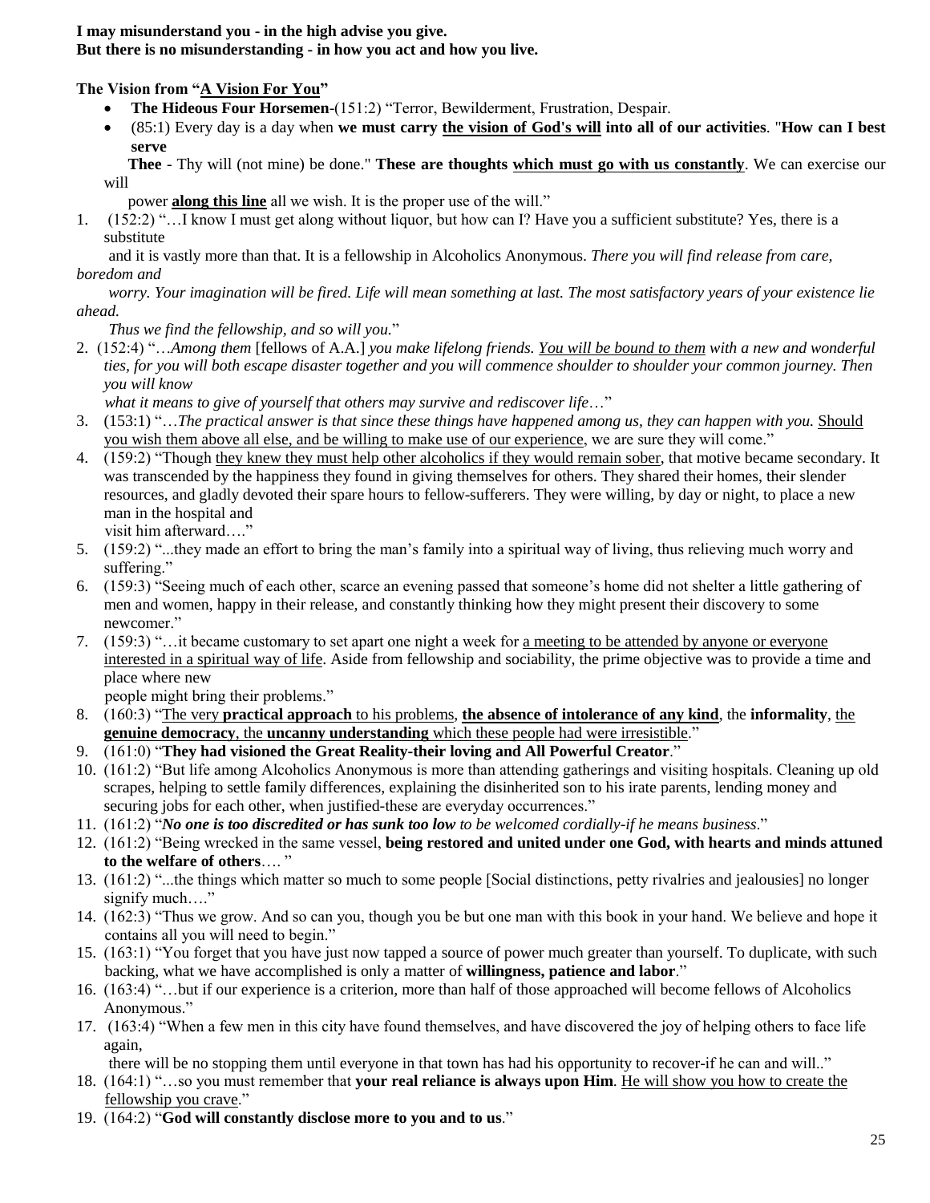**I may misunderstand you - in the high advise you give.**
**But there is no misunderstanding - in how you act and how you live.**

**The Vision from "A Vision For You"**

- **The Hideous Four Horsemen**-(151:2) "Terror, Bewilderment, Frustration, Despair.
- (85:1) Every day is a day when **we must carry the vision of God's will into all of our activities**. "**How can I best serve Thee** - Thy will (not mine) be done." **These are thoughts which must go with us constantly**. We can exercise our will power **along this line** all we wish. It is the proper use of the will."

1. (152:2) "…I know I must get along without liquor, but how can I? Have you a sufficient substitute? Yes, there is a substitute and it is vastly more than that. It is a fellowship in Alcoholics Anonymous. *There you will find release from care, boredom and worry. Your imagination will be fired. Life will mean something at last. The most satisfactory years of your existence lie ahead. Thus we find the fellowship, and so will you.*"
2. (152:4) "…*Among them* [fellows of A.A.] *you make lifelong friends. You will be bound to them with a new and wonderful ties, for you will both escape disaster together and you will commence shoulder to shoulder your common journey. Then you will know what it means to give of yourself that others may survive and rediscover life*…"
3. (153:1) "…*The practical answer is that since these things have happened among us, they can happen with you.* Should you wish them above all else, and be willing to make use of our experience, we are sure they will come."
4. (159:2) "Though they knew they must help other alcoholics if they would remain sober, that motive became secondary. It was transcended by the happiness they found in giving themselves for others. They shared their homes, their slender resources, and gladly devoted their spare hours to fellow-sufferers. They were willing, by day or night, to place a new man in the hospital and visit him afterward…."
5. (159:2) "...they made an effort to bring the man's family into a spiritual way of living, thus relieving much worry and suffering."
6. (159:3) "Seeing much of each other, scarce an evening passed that someone's home did not shelter a little gathering of men and women, happy in their release, and constantly thinking how they might present their discovery to some newcomer."
7. (159:3) "…it became customary to set apart one night a week for a meeting to be attended by anyone or everyone interested in a spiritual way of life. Aside from fellowship and sociability, the prime objective was to provide a time and place where new people might bring their problems."
8. (160:3) "The very **practical approach** to his problems, **the absence of intolerance of any kind**, the **informality**, the **genuine democracy**, the **uncanny understanding** which these people had were irresistible."
9. (161:0) "**They had visioned the Great Reality-their loving and All Powerful Creator**."
10. (161:2) "But life among Alcoholics Anonymous is more than attending gatherings and visiting hospitals. Cleaning up old scrapes, helping to settle family differences, explaining the disinherited son to his irate parents, lending money and securing jobs for each other, when justified-these are everyday occurrences."
11. (161:2) "***No one is too discredited or has sunk too low*** *to be welcomed cordially-if he means business*."
12. (161:2) "Being wrecked in the same vessel, **being restored and united under one God, with hearts and minds attuned to the welfare of others**…. "
13. (161:2) "...the things which matter so much to some people [Social distinctions, petty rivalries and jealousies] no longer signify much…."
14. (162:3) "Thus we grow. And so can you, though you be but one man with this book in your hand. We believe and hope it contains all you will need to begin."
15. (163:1) "You forget that you have just now tapped a source of power much greater than yourself. To duplicate, with such backing, what we have accomplished is only a matter of **willingness, patience and labor**."
16. (163:4) "…but if our experience is a criterion, more than half of those approached will become fellows of Alcoholics Anonymous."
17. (163:4) "When a few men in this city have found themselves, and have discovered the joy of helping others to face life again, there will be no stopping them until everyone in that town has had his opportunity to recover-if he can and will.."
18. (164:1) "…so you must remember that **your real reliance is always upon Him**. He will show you how to create the fellowship you crave."
19. (164:2) "**God will constantly disclose more to you and to us**."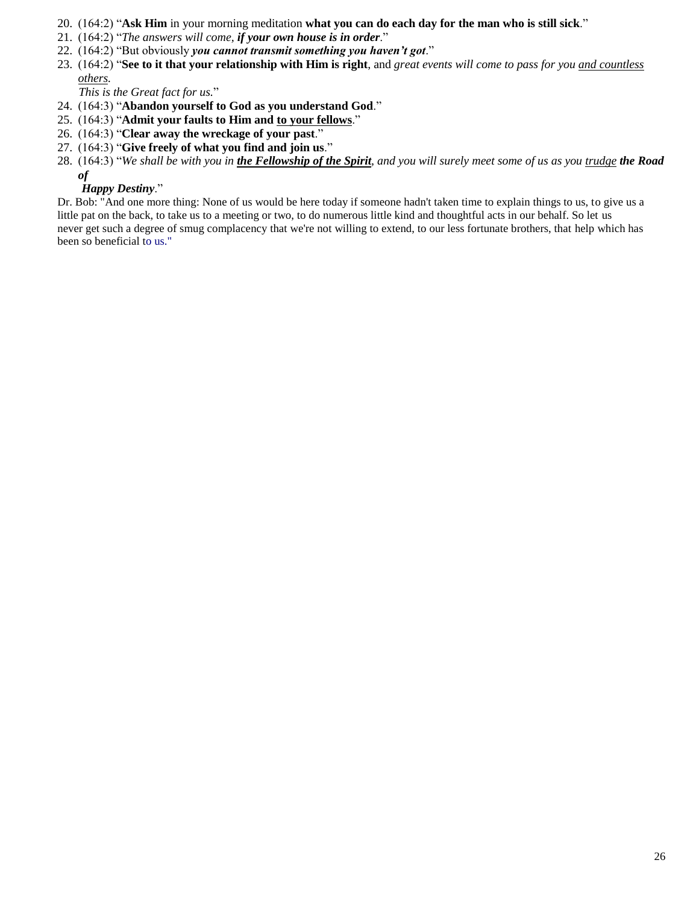20. (164:2) "**Ask Him** in your morning meditation **what you can do each day for the man who is still sick**."
21. (164:2) "*The answers will come, **if your own house is in order***."
22. (164:2) "But obviously ***you cannot transmit something you haven't got***."
23. (164:2) "**See to it that your relationship with Him is right**, and *great events will come to pass for you <u>and countless others</u>.*

    *This is the Great fact for us.*"
24. (164:3) "**Abandon yourself to God as you understand God**."
25. (164:3) "**Admit your faults to Him and <u>to your fellows</u>**."
26. (164:3) "**Clear away the wreckage of your past**."
27. (164:3) "**Give freely of what you find and join us**."
28. (164:3) "*We shall be with you in **<u>the Fellowship of the Spirit</u>**, and you will surely meet some of us as you <u>trudge</u> **the Road of Happy Destiny**.*"

Dr. Bob: "And one more thing: None of us would be here today if someone hadn't taken time to explain things to us, to give us a little pat on the back, to take us to a meeting or two, to do numerous little kind and thoughtful acts in our behalf. So let us never get such a degree of smug complacency that we're not willing to extend, to our less fortunate brothers, that help which has been so beneficial to us."